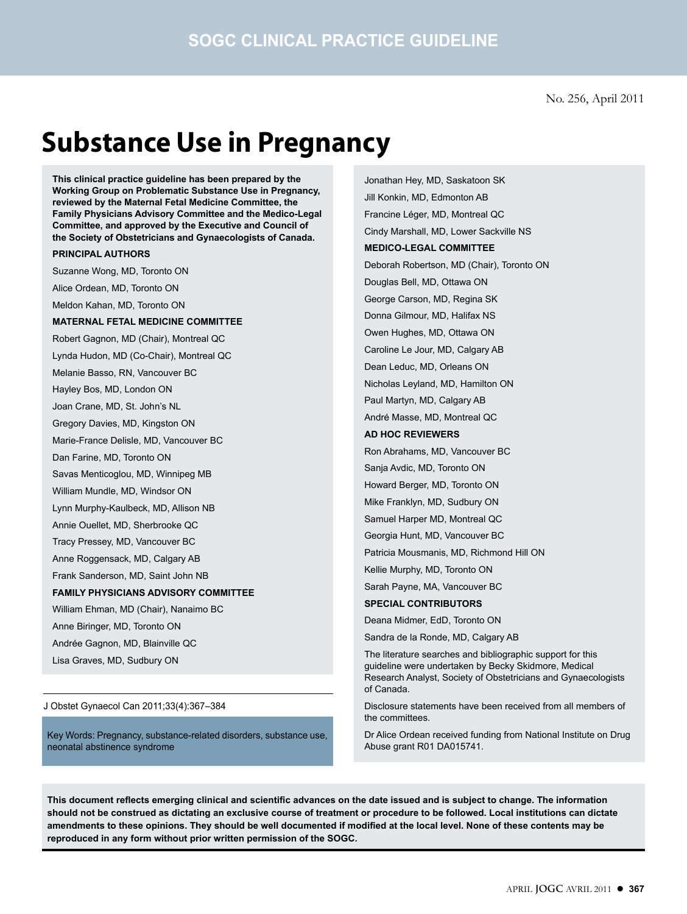**SOGC CLINICAL PRACTICE GUIDELINE**

No. 256, April 2011

# Substance Use in Pregnancy

**This clinical practice guideline has been prepared by the Working Group on Problematic Substance Use in Pregnancy, reviewed by the Maternal Fetal Medicine Committee, the Family Physicians Advisory Committee and the Medico-Legal Committee, and approved by the Executive and Council of the Society of Obstetricians and Gynaecologists of Canada.**

**PRINCIPAL AUTHORS**

Suzanne Wong, MD, Toronto ON

Alice Ordean, MD, Toronto ON

Meldon Kahan, MD, Toronto ON

**MATERNAL FETAL MEDICINE COMMITTEE**

Robert Gagnon, MD (Chair), Montreal QC

Lynda Hudon, MD (Co-Chair), Montreal QC

Melanie Basso, RN, Vancouver BC

Hayley Bos, MD, London ON

Joan Crane, MD, St. John's NL

Gregory Davies, MD, Kingston ON

Marie-France Delisle, MD, Vancouver BC

Dan Farine, MD, Toronto ON

Savas Menticoglou, MD, Winnipeg MB

William Mundle, MD, Windsor ON

Lynn Murphy-Kaulbeck, MD, Allison NB

Annie Ouellet, MD, Sherbrooke QC

Tracy Pressey, MD, Vancouver BC

Anne Roggensack, MD, Calgary AB

Frank Sanderson, MD, Saint John NB

**FAMILY PHYSICIANS ADVISORY COMMITTEE**

William Ehman, MD (Chair), Nanaimo BC

Anne Biringer, MD, Toronto ON

Andrée Gagnon, MD, Blainville QC

Lisa Graves, MD, Sudbury ON

Jonathan Hey, MD, Saskatoon SK

Jill Konkin, MD, Edmonton AB

Francine Léger, MD, Montreal QC

Cindy Marshall, MD, Lower Sackville NS

**MEDICO-LEGAL COMMITTEE**

Deborah Robertson, MD (Chair), Toronto ON

Douglas Bell, MD, Ottawa ON

George Carson, MD, Regina SK

Donna Gilmour, MD, Halifax NS

Owen Hughes, MD, Ottawa ON

Caroline Le Jour, MD, Calgary AB

Dean Leduc, MD, Orleans ON

Nicholas Leyland, MD, Hamilton ON

Paul Martyn, MD, Calgary AB

André Masse, MD, Montreal QC

**AD HOC REVIEWERS**

Ron Abrahams, MD, Vancouver BC

Sanja Avdic, MD, Toronto ON

Howard Berger, MD, Toronto ON

Mike Franklyn, MD, Sudbury ON

Samuel Harper MD, Montreal QC

Georgia Hunt, MD, Vancouver BC

Patricia Mousmanis, MD, Richmond Hill ON

Kellie Murphy, MD, Toronto ON

Sarah Payne, MA, Vancouver BC

**SPECIAL CONTRIBUTORS**

Deana Midmer, EdD, Toronto ON

Sandra de la Ronde, MD, Calgary AB

The literature searches and bibliographic support for this guideline were undertaken by Becky Skidmore, Medical Research Analyst, Society of Obstetricians and Gynaecologists of Canada.

Disclosure statements have been received from all members of the committees.

Dr Alice Ordean received funding from National Institute on Drug Abuse grant R01 DA015741.

J Obstet Gynaecol Can 2011;33(4):367–384

Key Words: Pregnancy, substance-related disorders, substance use, neonatal abstinence syndrome

**This document reflects emerging clinical and scientific advances on the date issued and is subject to change. The information should not be construed as dictating an exclusive course of treatment or procedure to be followed. Local institutions can dictate amendments to these opinions. They should be well documented if modified at the local level. None of these contents may be reproduced in any form without prior written permission of the SOGC.**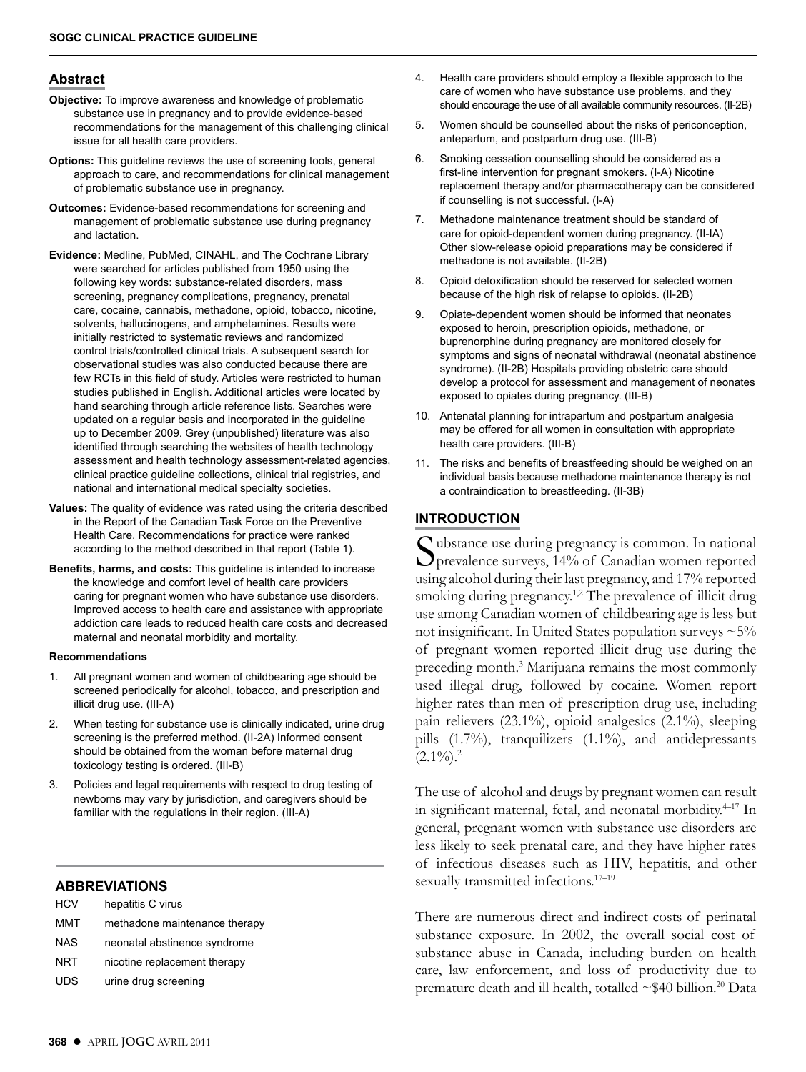## Abstract

**Objective:** To improve awareness and knowledge of problematic substance use in pregnancy and to provide evidence-based recommendations for the management of this challenging clinical issue for all health care providers.

**Options:** This guideline reviews the use of screening tools, general approach to care, and recommendations for clinical management of problematic substance use in pregnancy.

**Outcomes:** Evidence-based recommendations for screening and management of problematic substance use during pregnancy and lactation.

**Evidence:** Medline, PubMed, CINAHL, and The Cochrane Library were searched for articles published from 1950 using the following key words: substance-related disorders, mass screening, pregnancy complications, pregnancy, prenatal care, cocaine, cannabis, methadone, opioid, tobacco, nicotine, solvents, hallucinogens, and amphetamines. Results were initially restricted to systematic reviews and randomized control trials/controlled clinical trials. A subsequent search for observational studies was also conducted because there are few RCTs in this field of study. Articles were restricted to human studies published in English. Additional articles were located by hand searching through article reference lists. Searches were updated on a regular basis and incorporated in the guideline up to December 2009. Grey (unpublished) literature was also identified through searching the websites of health technology assessment and health technology assessment-related agencies, clinical practice guideline collections, clinical trial registries, and national and international medical specialty societies.

**Values:** The quality of evidence was rated using the criteria described in the Report of the Canadian Task Force on the Preventive Health Care. Recommendations for practice were ranked according to the method described in that report (Table 1).

**Benefits, harms, and costs:** This guideline is intended to increase the knowledge and comfort level of health care providers caring for pregnant women who have substance use disorders. Improved access to health care and assistance with appropriate addiction care leads to reduced health care costs and decreased maternal and neonatal morbidity and mortality.

**Recommendations**

1. All pregnant women and women of childbearing age should be screened periodically for alcohol, tobacco, and prescription and illicit drug use. (III-A)
2. When testing for substance use is clinically indicated, urine drug screening is the preferred method. (II-2A) Informed consent should be obtained from the woman before maternal drug toxicology testing is ordered. (III-B)
3. Policies and legal requirements with respect to drug testing of newborns may vary by jurisdiction, and caregivers should be familiar with the regulations in their region. (III-A)
4. Health care providers should employ a flexible approach to the care of women who have substance use problems, and they should encourage the use of all available community resources. (II-2B)
5. Women should be counselled about the risks of periconception, antepartum, and postpartum drug use. (III-B)
6. Smoking cessation counselling should be considered as a first-line intervention for pregnant smokers. (I-A) Nicotine replacement therapy and/or pharmacotherapy can be considered if counselling is not successful. (I-A)
7. Methadone maintenance treatment should be standard of care for opioid-dependent women during pregnancy. (II-IA) Other slow-release opioid preparations may be considered if methadone is not available. (II-2B)
8. Opioid detoxification should be reserved for selected women because of the high risk of relapse to opioids. (II-2B)
9. Opiate-dependent women should be informed that neonates exposed to heroin, prescription opioids, methadone, or buprenorphine during pregnancy are monitored closely for symptoms and signs of neonatal withdrawal (neonatal abstinence syndrome). (II-2B) Hospitals providing obstetric care should develop a protocol for assessment and management of neonates exposed to opiates during pregnancy. (III-B)
10. Antenatal planning for intrapartum and postpartum analgesia may be offered for all women in consultation with appropriate health care providers. (III-B)
11. The risks and benefits of breastfeeding should be weighed on an individual basis because methadone maintenance therapy is not a contraindication to breastfeeding. (II-3B)

### ABBREVIATIONS

| | |
|---|---|
| HCV | hepatitis C virus |
| MMT | methadone maintenance therapy |
| NAS | neonatal abstinence syndrome |
| NRT | nicotine replacement therapy |
| UDS | urine drug screening |

## INTRODUCTION

Substance use during pregnancy is common. In national prevalence surveys, 14% of Canadian women reported using alcohol during their last pregnancy, and 17% reported smoking during pregnancy.[1,2] The prevalence of illicit drug use among Canadian women of childbearing age is less but not insignificant. In United States population surveys ~5% of pregnant women reported illicit drug use during the preceding month.[3] Marijuana remains the most commonly used illegal drug, followed by cocaine. Women report higher rates than men of prescription drug use, including pain relievers (23.1%), opioid analgesics (2.1%), sleeping pills (1.7%), tranquilizers (1.1%), and antidepressants (2.1%).[2]

The use of alcohol and drugs by pregnant women can result in significant maternal, fetal, and neonatal morbidity.[4–17] In general, pregnant women with substance use disorders are less likely to seek prenatal care, and they have higher rates of infectious diseases such as HIV, hepatitis, and other sexually transmitted infections.[17–19]

There are numerous direct and indirect costs of perinatal substance exposure. In 2002, the overall social cost of substance abuse in Canada, including burden on health care, law enforcement, and loss of productivity due to premature death and ill health, totalled ~$40 billion.[20] Data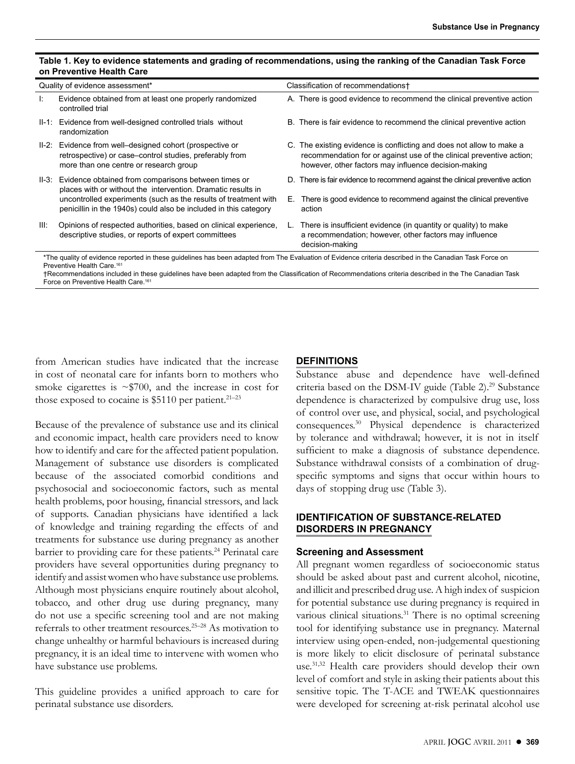**Table 1. Key to evidence statements and grading of recommendations, using the ranking of the Canadian Task Force on Preventive Health Care**

| Quality of evidence assessment* | Classification of recommendations† |
|---|---|
| I: Evidence obtained from at least one properly randomized controlled trial | A. There is good evidence to recommend the clinical preventive action |
| II-1: Evidence from well-designed controlled trials without randomization | B. There is fair evidence to recommend the clinical preventive action |
| II-2: Evidence from well–designed cohort (prospective or retrospective) or case–control studies, preferably from more than one centre or research group | C. The existing evidence is conflicting and does not allow to make a recommendation for or against use of the clinical preventive action; however, other factors may influence decision-making |
| II-3: Evidence obtained from comparisons between times or places with or without the intervention. Dramatic results in uncontrolled experiments (such as the results of treatment with penicillin in the 1940s) could also be included in this category | D. There is fair evidence to recommend against the clinical preventive action |
| | E. There is good evidence to recommend against the clinical preventive action |
| III: Opinions of respected authorities, based on clinical experience, descriptive studies, or reports of expert committees | L. There is insufficient evidence (in quantity or quality) to make a recommendation; however, other factors may influence decision-making |

*The quality of evidence reported in these guidelines has been adapted from The Evaluation of Evidence criteria described in the Canadian Task Force on Preventive Health Care.[161]

†Recommendations included in these guidelines have been adapted from the Classification of Recommendations criteria described in the The Canadian Task Force on Preventive Health Care.[161]

from American studies have indicated that the increase in cost of neonatal care for infants born to mothers who smoke cigarettes is ~$700, and the increase in cost for those exposed to cocaine is $5110 per patient.[21–23]

Because of the prevalence of substance use and its clinical and economic impact, health care providers need to know how to identify and care for the affected patient population. Management of substance use disorders is complicated because of the associated comorbid conditions and psychosocial and socioeconomic factors, such as mental health problems, poor housing, financial stressors, and lack of supports. Canadian physicians have identified a lack of knowledge and training regarding the effects of and treatments for substance use during pregnancy as another barrier to providing care for these patients.[24] Perinatal care providers have several opportunities during pregnancy to identify and assist women who have substance use problems. Although most physicians enquire routinely about alcohol, tobacco, and other drug use during pregnancy, many do not use a specific screening tool and are not making referrals to other treatment resources.[25–28] As motivation to change unhealthy or harmful behaviours is increased during pregnancy, it is an ideal time to intervene with women who have substance use problems.

This guideline provides a unified approach to care for perinatal substance use disorders.

## DEFINITIONS

Substance abuse and dependence have well-defined criteria based on the DSM-IV guide (Table 2).[29] Substance dependence is characterized by compulsive drug use, loss of control over use, and physical, social, and psychological consequences.[30] Physical dependence is characterized by tolerance and withdrawal; however, it is not in itself sufficient to make a diagnosis of substance dependence. Substance withdrawal consists of a combination of drug-specific symptoms and signs that occur within hours to days of stopping drug use (Table 3).

## IDENTIFICATION OF SUBSTANCE-RELATED DISORDERS IN PREGNANCY

### Screening and Assessment

All pregnant women regardless of socioeconomic status should be asked about past and current alcohol, nicotine, and illicit and prescribed drug use. A high index of suspicion for potential substance use during pregnancy is required in various clinical situations.[31] There is no optimal screening tool for identifying substance use in pregnancy. Maternal interview using open-ended, non-judgemental questioning is more likely to elicit disclosure of perinatal substance use.[31,32] Health care providers should develop their own level of comfort and style in asking their patients about this sensitive topic. The T-ACE and TWEAK questionnaires were developed for screening at-risk perinatal alcohol use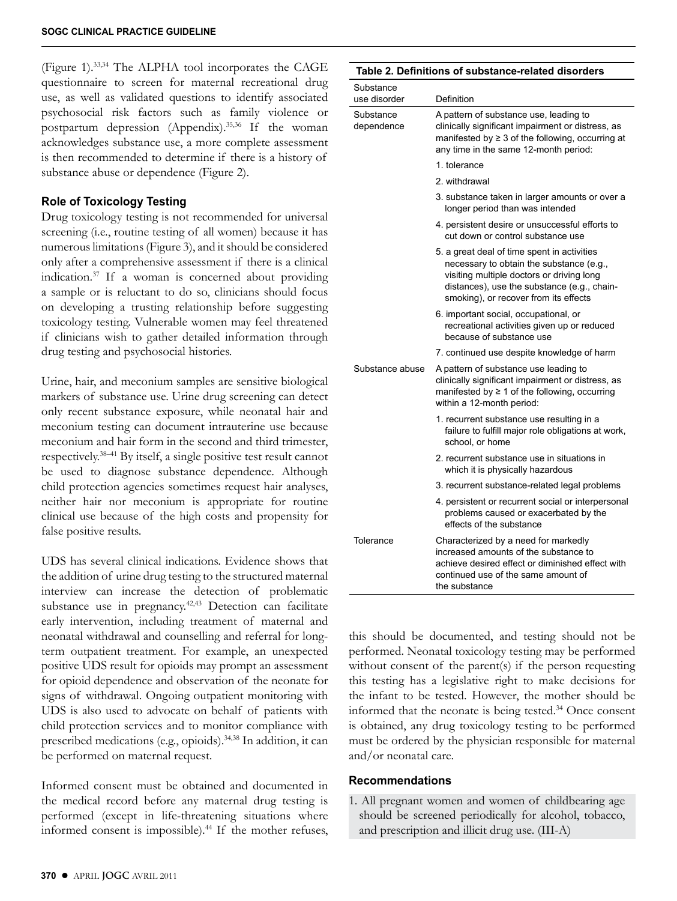(Figure 1).[33,34] The ALPHA tool incorporates the CAGE questionnaire to screen for maternal recreational drug use, as well as validated questions to identify associated psychosocial risk factors such as family violence or postpartum depression (Appendix).[35,36] If the woman acknowledges substance use, a more complete assessment is then recommended to determine if there is a history of substance abuse or dependence (Figure 2).

### Role of Toxicology Testing

Drug toxicology testing is not recommended for universal screening (i.e., routine testing of all women) because it has numerous limitations (Figure 3), and it should be considered only after a comprehensive assessment if there is a clinical indication.[37] If a woman is concerned about providing a sample or is reluctant to do so, clinicians should focus on developing a trusting relationship before suggesting toxicology testing. Vulnerable women may feel threatened if clinicians wish to gather detailed information through drug testing and psychosocial histories.

Urine, hair, and meconium samples are sensitive biological markers of substance use. Urine drug screening can detect only recent substance exposure, while neonatal hair and meconium testing can document intrauterine use because meconium and hair form in the second and third trimester, respectively.[38–41] By itself, a single positive test result cannot be used to diagnose substance dependence. Although child protection agencies sometimes request hair analyses, neither hair nor meconium is appropriate for routine clinical use because of the high costs and propensity for false positive results.

UDS has several clinical indications. Evidence shows that the addition of urine drug testing to the structured maternal interview can increase the detection of problematic substance use in pregnancy.[42,43] Detection can facilitate early intervention, including treatment of maternal and neonatal withdrawal and counselling and referral for long-term outpatient treatment. For example, an unexpected positive UDS result for opioids may prompt an assessment for opioid dependence and observation of the neonate for signs of withdrawal. Ongoing outpatient monitoring with UDS is also used to advocate on behalf of patients with child protection services and to monitor compliance with prescribed medications (e.g., opioids).[34,38] In addition, it can be performed on maternal request.

Informed consent must be obtained and documented in the medical record before any maternal drug testing is performed (except in life-threatening situations where informed consent is impossible).[44] If the mother refuses, this should be documented, and testing should not be performed. Neonatal toxicology testing may be performed without consent of the parent(s) if the person requesting this testing has a legislative right to make decisions for the infant to be tested. However, the mother should be informed that the neonate is being tested.[34] Once consent is obtained, any drug toxicology testing to be performed must be ordered by the physician responsible for maternal and/or neonatal care.

**Table 2. Definitions of substance-related disorders**

| Substance use disorder | Definition |
|---|---|
| Substance dependence | A pattern of substance use, leading to clinically significant impairment or distress, as manifested by ≥ 3 of the following, occurring at any time in the same 12-month period: |
| | 1. tolerance |
| | 2. withdrawal |
| | 3. substance taken in larger amounts or over a longer period than was intended |
| | 4. persistent desire or unsuccessful efforts to cut down or control substance use |
| | 5. a great deal of time spent in activities necessary to obtain the substance (e.g., visiting multiple doctors or driving long distances), use the substance (e.g., chain-smoking), or recover from its effects |
| | 6. important social, occupational, or recreational activities given up or reduced because of substance use |
| | 7. continued use despite knowledge of harm |
| Substance abuse | A pattern of substance use leading to clinically significant impairment or distress, as manifested by ≥ 1 of the following, occurring within a 12-month period: |
| | 1. recurrent substance use resulting in a failure to fulfill major role obligations at work, school, or home |
| | 2. recurrent substance use in situations in which it is physically hazardous |
| | 3. recurrent substance-related legal problems |
| | 4. persistent or recurrent social or interpersonal problems caused or exacerbated by the effects of the substance |
| Tolerance | Characterized by a need for markedly increased amounts of the substance to achieve desired effect or diminished effect with continued use of the same amount of the substance |

### Recommendations

1. All pregnant women and women of childbearing age should be screened periodically for alcohol, tobacco, and prescription and illicit drug use. (III-A)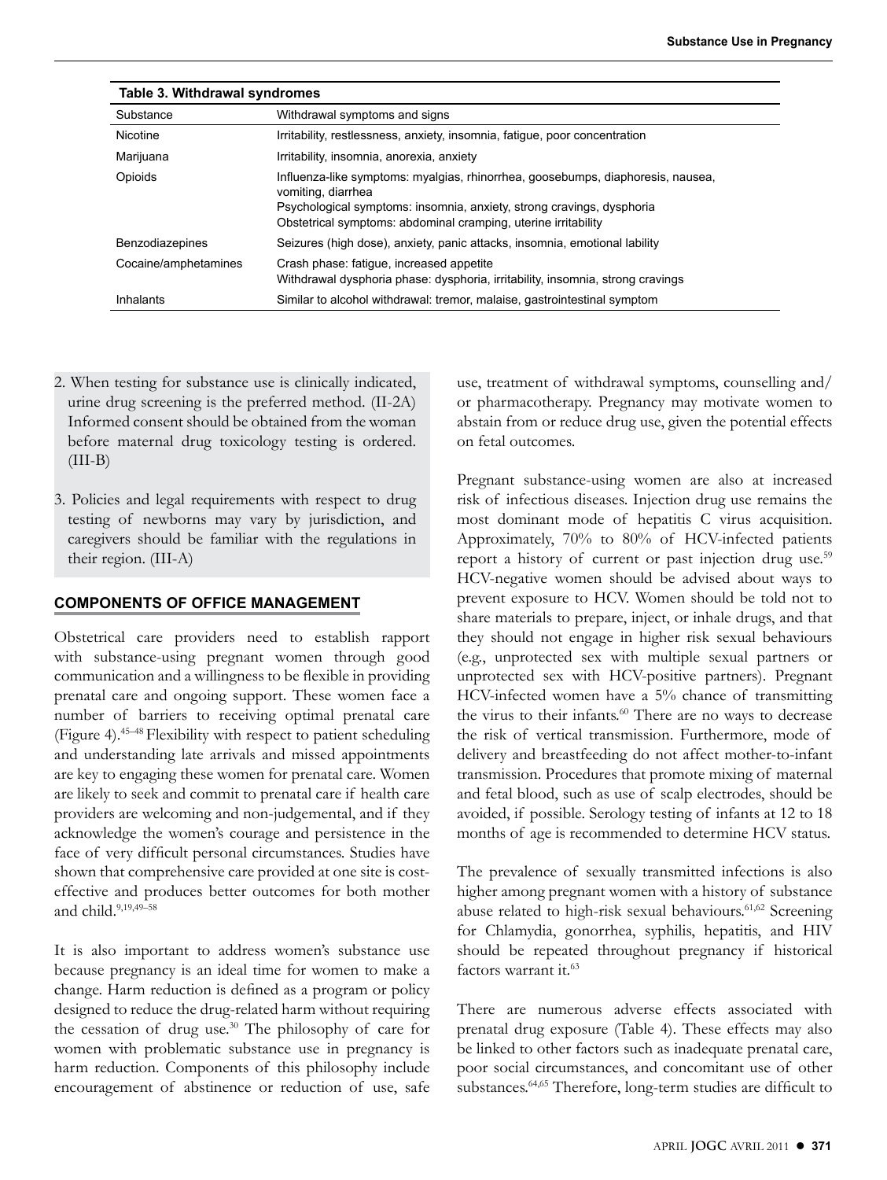**Table 3. Withdrawal syndromes**

| Substance | Withdrawal symptoms and signs |
|---|---|
| Nicotine | Irritability, restlessness, anxiety, insomnia, fatigue, poor concentration |
| Marijuana | Irritability, insomnia, anorexia, anxiety |
| Opioids | Influenza-like symptoms: myalgias, rhinorrhea, goosebumps, diaphoresis, nausea, vomiting, diarrhea<br>Psychological symptoms: insomnia, anxiety, strong cravings, dysphoria<br>Obstetrical symptoms: abdominal cramping, uterine irritability |
| Benzodiazepines | Seizures (high dose), anxiety, panic attacks, insomnia, emotional lability |
| Cocaine/amphetamines | Crash phase: fatigue, increased appetite<br>Withdrawal dysphoria phase: dysphoria, irritability, insomnia, strong cravings |
| Inhalants | Similar to alcohol withdrawal: tremor, malaise, gastrointestinal symptom |

2. When testing for substance use is clinically indicated, urine drug screening is the preferred method. (II-2A) Informed consent should be obtained from the woman before maternal drug toxicology testing is ordered. (III-B)

3. Policies and legal requirements with respect to drug testing of newborns may vary by jurisdiction, and caregivers should be familiar with the regulations in their region. (III-A)

## COMPONENTS OF OFFICE MANAGEMENT

Obstetrical care providers need to establish rapport with substance-using pregnant women through good communication and a willingness to be flexible in providing prenatal care and ongoing support. These women face a number of barriers to receiving optimal prenatal care (Figure 4).[45–48] Flexibility with respect to patient scheduling and understanding late arrivals and missed appointments are key to engaging these women for prenatal care. Women are likely to seek and commit to prenatal care if health care providers are welcoming and non-judgemental, and if they acknowledge the women's courage and persistence in the face of very difficult personal circumstances. Studies have shown that comprehensive care provided at one site is cost-effective and produces better outcomes for both mother and child.[9,19,49–58]

It is also important to address women's substance use because pregnancy is an ideal time for women to make a change. Harm reduction is defined as a program or policy designed to reduce the drug-related harm without requiring the cessation of drug use.[30] The philosophy of care for women with problematic substance use in pregnancy is harm reduction. Components of this philosophy include encouragement of abstinence or reduction of use, safe use, treatment of withdrawal symptoms, counselling and/or pharmacotherapy. Pregnancy may motivate women to abstain from or reduce drug use, given the potential effects on fetal outcomes.

Pregnant substance-using women are also at increased risk of infectious diseases. Injection drug use remains the most dominant mode of hepatitis C virus acquisition. Approximately, 70% to 80% of HCV-infected patients report a history of current or past injection drug use.[59] HCV-negative women should be advised about ways to prevent exposure to HCV. Women should be told not to share materials to prepare, inject, or inhale drugs, and that they should not engage in higher risk sexual behaviours (e.g., unprotected sex with multiple sexual partners or unprotected sex with HCV-positive partners). Pregnant HCV-infected women have a 5% chance of transmitting the virus to their infants.[60] There are no ways to decrease the risk of vertical transmission. Furthermore, mode of delivery and breastfeeding do not affect mother-to-infant transmission. Procedures that promote mixing of maternal and fetal blood, such as use of scalp electrodes, should be avoided, if possible. Serology testing of infants at 12 to 18 months of age is recommended to determine HCV status.

The prevalence of sexually transmitted infections is also higher among pregnant women with a history of substance abuse related to high-risk sexual behaviours.[61,62] Screening for Chlamydia, gonorrhea, syphilis, hepatitis, and HIV should be repeated throughout pregnancy if historical factors warrant it.[63]

There are numerous adverse effects associated with prenatal drug exposure (Table 4). These effects may also be linked to other factors such as inadequate prenatal care, poor social circumstances, and concomitant use of other substances.[64,65] Therefore, long-term studies are difficult to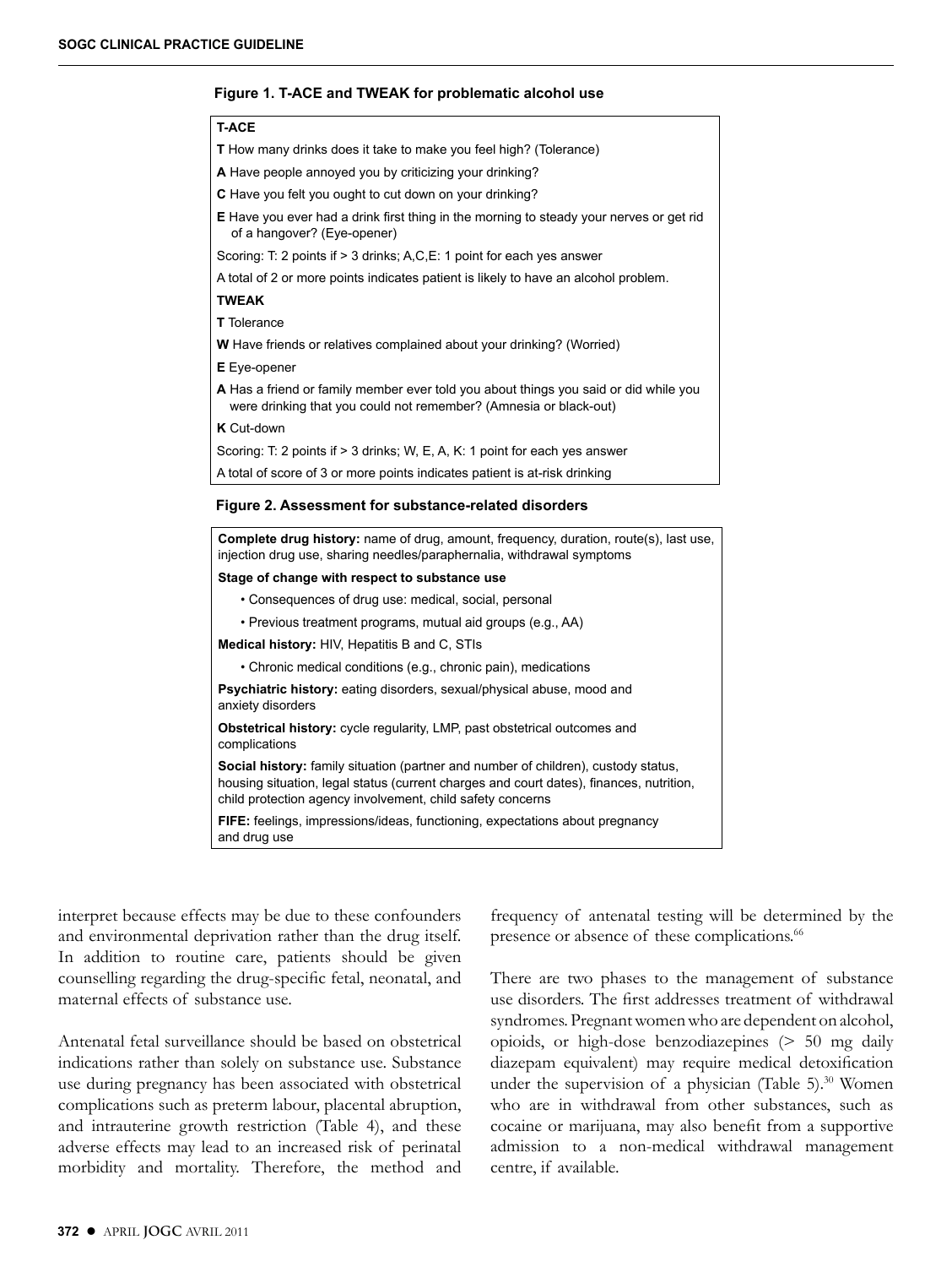**Figure 1. T-ACE and TWEAK for problematic alcohol use**

**T-ACE**

**T** How many drinks does it take to make you feel high? (Tolerance)

**A** Have people annoyed you by criticizing your drinking?

**C** Have you felt you ought to cut down on your drinking?

**E** Have you ever had a drink first thing in the morning to steady your nerves or get rid of a hangover? (Eye-opener)

Scoring: T: 2 points if > 3 drinks; A,C,E: 1 point for each yes answer

A total of 2 or more points indicates patient is likely to have an alcohol problem.

**TWEAK**

**T** Tolerance

**W** Have friends or relatives complained about your drinking? (Worried)

**E** Eye-opener

**A** Has a friend or family member ever told you about things you said or did while you were drinking that you could not remember? (Amnesia or black-out)

**K** Cut-down

Scoring: T: 2 points if > 3 drinks; W, E, A, K: 1 point for each yes answer

A total of score of 3 or more points indicates patient is at-risk drinking

**Figure 2. Assessment for substance-related disorders**

**Complete drug history:** name of drug, amount, frequency, duration, route(s), last use, injection drug use, sharing needles/paraphernalia, withdrawal symptoms

**Stage of change with respect to substance use**

- Consequences of drug use: medical, social, personal
- Previous treatment programs, mutual aid groups (e.g., AA)

**Medical history:** HIV, Hepatitis B and C, STIs

- Chronic medical conditions (e.g., chronic pain), medications

**Psychiatric history:** eating disorders, sexual/physical abuse, mood and anxiety disorders

**Obstetrical history:** cycle regularity, LMP, past obstetrical outcomes and complications

**Social history:** family situation (partner and number of children), custody status, housing situation, legal status (current charges and court dates), finances, nutrition, child protection agency involvement, child safety concerns

**FIFE:** feelings, impressions/ideas, functioning, expectations about pregnancy and drug use

interpret because effects may be due to these confounders and environmental deprivation rather than the drug itself. In addition to routine care, patients should be given counselling regarding the drug-specific fetal, neonatal, and maternal effects of substance use.

Antenatal fetal surveillance should be based on obstetrical indications rather than solely on substance use. Substance use during pregnancy has been associated with obstetrical complications such as preterm labour, placental abruption, and intrauterine growth restriction (Table 4), and these adverse effects may lead to an increased risk of perinatal morbidity and mortality. Therefore, the method and frequency of antenatal testing will be determined by the presence or absence of these complications.[66]

There are two phases to the management of substance use disorders. The first addresses treatment of withdrawal syndromes. Pregnant women who are dependent on alcohol, opioids, or high-dose benzodiazepines (> 50 mg daily diazepam equivalent) may require medical detoxification under the supervision of a physician (Table 5).[30] Women who are in withdrawal from other substances, such as cocaine or marijuana, may also benefit from a supportive admission to a non-medical withdrawal management centre, if available.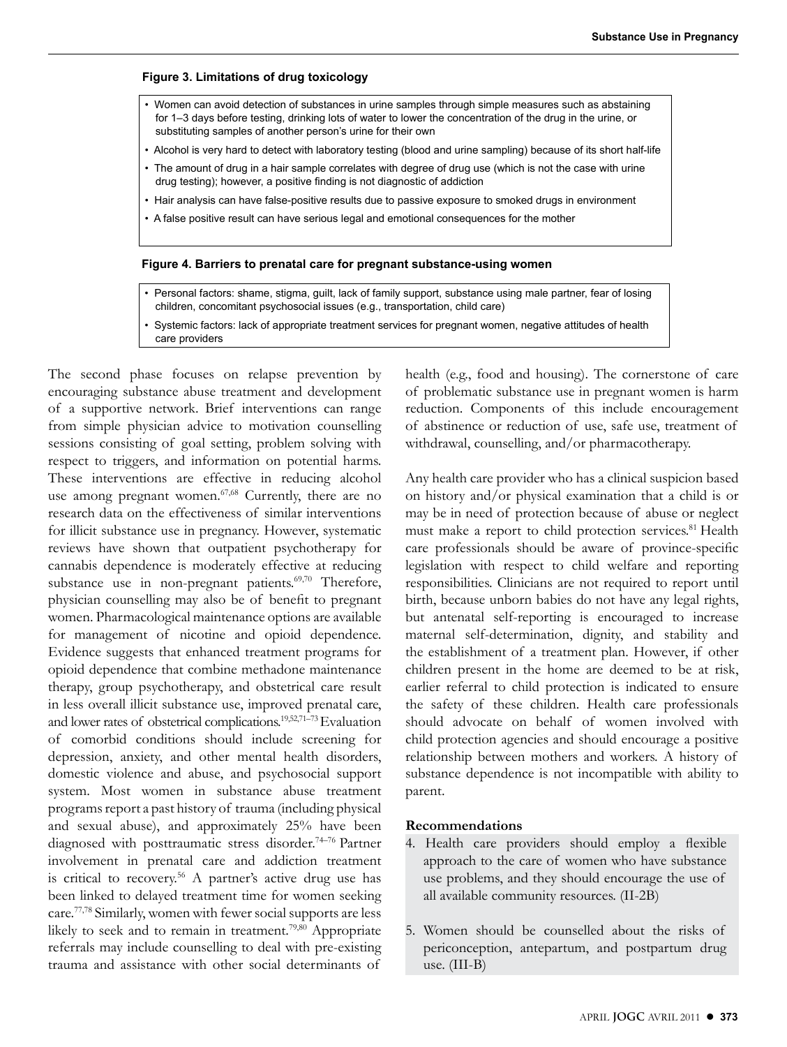**Figure 3. Limitations of drug toxicology**

- Women can avoid detection of substances in urine samples through simple measures such as abstaining for 1–3 days before testing, drinking lots of water to lower the concentration of the drug in the urine, or substituting samples of another person's urine for their own
- Alcohol is very hard to detect with laboratory testing (blood and urine sampling) because of its short half-life
- The amount of drug in a hair sample correlates with degree of drug use (which is not the case with urine drug testing); however, a positive finding is not diagnostic of addiction
- Hair analysis can have false-positive results due to passive exposure to smoked drugs in environment
- A false positive result can have serious legal and emotional consequences for the mother

**Figure 4. Barriers to prenatal care for pregnant substance-using women**

- Personal factors: shame, stigma, guilt, lack of family support, substance using male partner, fear of losing children, concomitant psychosocial issues (e.g., transportation, child care)
- Systemic factors: lack of appropriate treatment services for pregnant women, negative attitudes of health care providers

The second phase focuses on relapse prevention by encouraging substance abuse treatment and development of a supportive network. Brief interventions can range from simple physician advice to motivation counselling sessions consisting of goal setting, problem solving with respect to triggers, and information on potential harms. These interventions are effective in reducing alcohol use among pregnant women.[67,68] Currently, there are no research data on the effectiveness of similar interventions for illicit substance use in pregnancy. However, systematic reviews have shown that outpatient psychotherapy for cannabis dependence is moderately effective at reducing substance use in non-pregnant patients.[69,70] Therefore, physician counselling may also be of benefit to pregnant women. Pharmacological maintenance options are available for management of nicotine and opioid dependence. Evidence suggests that enhanced treatment programs for opioid dependence that combine methadone maintenance therapy, group psychotherapy, and obstetrical care result in less overall illicit substance use, improved prenatal care, and lower rates of obstetrical complications.[19,52,71–73] Evaluation of comorbid conditions should include screening for depression, anxiety, and other mental health disorders, domestic violence and abuse, and psychosocial support system. Most women in substance abuse treatment programs report a past history of trauma (including physical and sexual abuse), and approximately 25% have been diagnosed with posttraumatic stress disorder.[74–76] Partner involvement in prenatal care and addiction treatment is critical to recovery.[56] A partner's active drug use has been linked to delayed treatment time for women seeking care.[77,78] Similarly, women with fewer social supports are less likely to seek and to remain in treatment.[79,80] Appropriate referrals may include counselling to deal with pre-existing trauma and assistance with other social determinants of health (e.g., food and housing). The cornerstone of care of problematic substance use in pregnant women is harm reduction. Components of this include encouragement of abstinence or reduction of use, safe use, treatment of withdrawal, counselling, and/or pharmacotherapy.

Any health care provider who has a clinical suspicion based on history and/or physical examination that a child is or may be in need of protection because of abuse or neglect must make a report to child protection services.[81] Health care professionals should be aware of province-specific legislation with respect to child welfare and reporting responsibilities. Clinicians are not required to report until birth, because unborn babies do not have any legal rights, but antenatal self-reporting is encouraged to increase maternal self-determination, dignity, and stability and the establishment of a treatment plan. However, if other children present in the home are deemed to be at risk, earlier referral to child protection is indicated to ensure the safety of these children. Health care professionals should advocate on behalf of women involved with child protection agencies and should encourage a positive relationship between mothers and workers. A history of substance dependence is not incompatible with ability to parent.

**Recommendations**

4. Health care providers should employ a flexible approach to the care of women who have substance use problems, and they should encourage the use of all available community resources. (II-2B)

5. Women should be counselled about the risks of periconception, antepartum, and postpartum drug use. (III-B)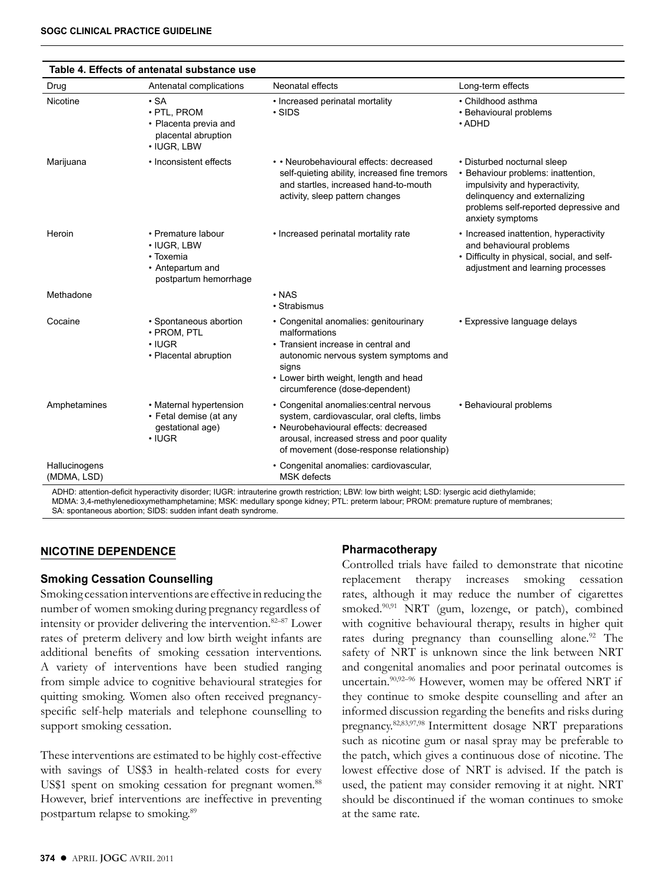**Table 4. Effects of antenatal substance use**

| Drug | Antenatal complications | Neonatal effects | Long-term effects |
|---|---|---|---|
| Nicotine | • SA<br>• PTL, PROM<br>• Placenta previa and placental abruption<br>• IUGR, LBW | • Increased perinatal mortality<br>• SIDS | • Childhood asthma<br>• Behavioural problems<br>• ADHD |
| Marijuana | • Inconsistent effects | • • Neurobehavioural effects: decreased self-quieting ability, increased fine tremors and startles, increased hand-to-mouth activity, sleep pattern changes | • Disturbed nocturnal sleep<br>• Behaviour problems: inattention, impulsivity and hyperactivity, delinquency and externalizing problems self-reported depressive and anxiety symptoms |
| Heroin | • Premature labour<br>• IUGR, LBW<br>• Toxemia<br>• Antepartum and postpartum hemorrhage | • Increased perinatal mortality rate | • Increased inattention, hyperactivity and behavioural problems<br>• Difficulty in physical, social, and self-adjustment and learning processes |
| Methadone | | • NAS<br>• Strabismus | |
| Cocaine | • Spontaneous abortion<br>• PROM, PTL<br>• IUGR<br>• Placental abruption | • Congenital anomalies: genitourinary malformations<br>• Transient increase in central and autonomic nervous system symptoms and signs<br>• Lower birth weight, length and head circumference (dose-dependent) | • Expressive language delays |
| Amphetamines | • Maternal hypertension<br>• Fetal demise (at any gestational age)<br>• IUGR | • Congenital anomalies:central nervous system, cardiovascular, oral clefts, limbs<br>• Neurobehavioural effects: decreased arousal, increased stress and poor quality of movement (dose-response relationship) | • Behavioural problems |
| Hallucinogens (MDMA, LSD) | | • Congenital anomalies: cardiovascular, MSK defects | |

ADHD: attention-deficit hyperactivity disorder; IUGR: intrauterine growth restriction; LBW: low birth weight; LSD: lysergic acid diethylamide; MDMA: 3,4-methylenedioxymethamphetamine; MSK: medullary sponge kidney; PTL: preterm labour; PROM: premature rupture of membranes; SA: spontaneous abortion; SIDS: sudden infant death syndrome.

## NICOTINE DEPENDENCE

### Smoking Cessation Counselling

Smoking cessation interventions are effective in reducing the number of women smoking during pregnancy regardless of intensity or provider delivering the intervention.[82–87] Lower rates of preterm delivery and low birth weight infants are additional benefits of smoking cessation interventions. A variety of interventions have been studied ranging from simple advice to cognitive behavioural strategies for quitting smoking. Women also often received pregnancy-specific self-help materials and telephone counselling to support smoking cessation.

These interventions are estimated to be highly cost-effective with savings of US$3 in health-related costs for every US$1 spent on smoking cessation for pregnant women.[88] However, brief interventions are ineffective in preventing postpartum relapse to smoking.[89]

### Pharmacotherapy

Controlled trials have failed to demonstrate that nicotine replacement therapy increases smoking cessation rates, although it may reduce the number of cigarettes smoked.[90,91] NRT (gum, lozenge, or patch), combined with cognitive behavioural therapy, results in higher quit rates during pregnancy than counselling alone.[92] The safety of NRT is unknown since the link between NRT and congenital anomalies and poor perinatal outcomes is uncertain.[90,92–96] However, women may be offered NRT if they continue to smoke despite counselling and after an informed discussion regarding the benefits and risks during pregnancy.[82,83,97,98] Intermittent dosage NRT preparations such as nicotine gum or nasal spray may be preferable to the patch, which gives a continuous dose of nicotine. The lowest effective dose of NRT is advised. If the patch is used, the patient may consider removing it at night. NRT should be discontinued if the woman continues to smoke at the same rate.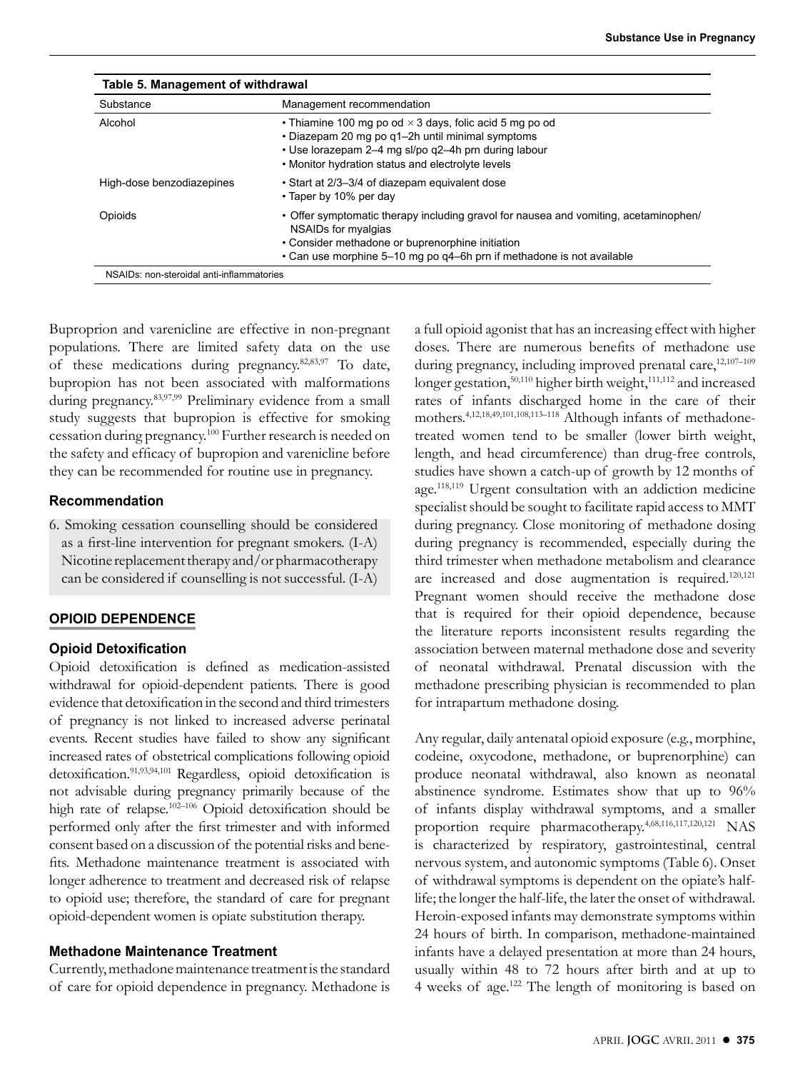**Table 5. Management of withdrawal**

| Substance | Management recommendation |
|---|---|
| Alcohol | • Thiamine 100 mg po od × 3 days, folic acid 5 mg po od<br>• Diazepam 20 mg po q1–2h until minimal symptoms<br>• Use lorazepam 2–4 mg sl/po q2–4h prn during labour<br>• Monitor hydration status and electrolyte levels |
| High-dose benzodiazepines | • Start at 2/3–3/4 of diazepam equivalent dose<br>• Taper by 10% per day |
| Opioids | • Offer symptomatic therapy including gravol for nausea and vomiting, acetaminophen/NSAIDs for myalgias<br>• Consider methadone or buprenorphine initiation<br>• Can use morphine 5–10 mg po q4–6h prn if methadone is not available |

NSAIDs: non-steroidal anti-inflammatories

Buproprion and varenicline are effective in non-pregnant populations. There are limited safety data on the use of these medications during pregnancy.[82,83,97] To date, bupropion has not been associated with malformations during pregnancy.[83,97,99] Preliminary evidence from a small study suggests that bupropion is effective for smoking cessation during pregnancy.[100] Further research is needed on the safety and efficacy of bupropion and varenicline before they can be recommended for routine use in pregnancy.

### Recommendation

6. Smoking cessation counselling should be considered as a first-line intervention for pregnant smokers. (I-A) Nicotine replacement therapy and/or pharmacotherapy can be considered if counselling is not successful. (I-A)

## OPIOID DEPENDENCE

### Opioid Detoxification

Opioid detoxification is defined as medication-assisted withdrawal for opioid-dependent patients. There is good evidence that detoxification in the second and third trimesters of pregnancy is not linked to increased adverse perinatal events. Recent studies have failed to show any significant increased rates of obstetrical complications following opioid detoxification.[91,93,94,101] Regardless, opioid detoxification is not advisable during pregnancy primarily because of the high rate of relapse.[102–106] Opioid detoxification should be performed only after the first trimester and with informed consent based on a discussion of the potential risks and benefits. Methadone maintenance treatment is associated with longer adherence to treatment and decreased risk of relapse to opioid use; therefore, the standard of care for pregnant opioid-dependent women is opiate substitution therapy.

### Methadone Maintenance Treatment

Currently, methadone maintenance treatment is the standard of care for opioid dependence in pregnancy. Methadone is a full opioid agonist that has an increasing effect with higher doses. There are numerous benefits of methadone use during pregnancy, including improved prenatal care,[12,107–109] longer gestation,[50,110] higher birth weight,[111,112] and increased rates of infants discharged home in the care of their mothers.[4,12,18,49,101,108,113–118] Although infants of methadone-treated women tend to be smaller (lower birth weight, length, and head circumference) than drug-free controls, studies have shown a catch-up of growth by 12 months of age.[118,119] Urgent consultation with an addiction medicine specialist should be sought to facilitate rapid access to MMT during pregnancy. Close monitoring of methadone dosing during pregnancy is recommended, especially during the third trimester when methadone metabolism and clearance are increased and dose augmentation is required.[120,121] Pregnant women should receive the methadone dose that is required for their opioid dependence, because the literature reports inconsistent results regarding the association between maternal methadone dose and severity of neonatal withdrawal. Prenatal discussion with the methadone prescribing physician is recommended to plan for intrapartum methadone dosing.

Any regular, daily antenatal opioid exposure (e.g., morphine, codeine, oxycodone, methadone, or buprenorphine) can produce neonatal withdrawal, also known as neonatal abstinence syndrome. Estimates show that up to 96% of infants display withdrawal symptoms, and a smaller proportion require pharmacotherapy.[4,68,116,117,120,121] NAS is characterized by respiratory, gastrointestinal, central nervous system, and autonomic symptoms (Table 6). Onset of withdrawal symptoms is dependent on the opiate's half-life; the longer the half-life, the later the onset of withdrawal. Heroin-exposed infants may demonstrate symptoms within 24 hours of birth. In comparison, methadone-maintained infants have a delayed presentation at more than 24 hours, usually within 48 to 72 hours after birth and at up to 4 weeks of age.[122] The length of monitoring is based on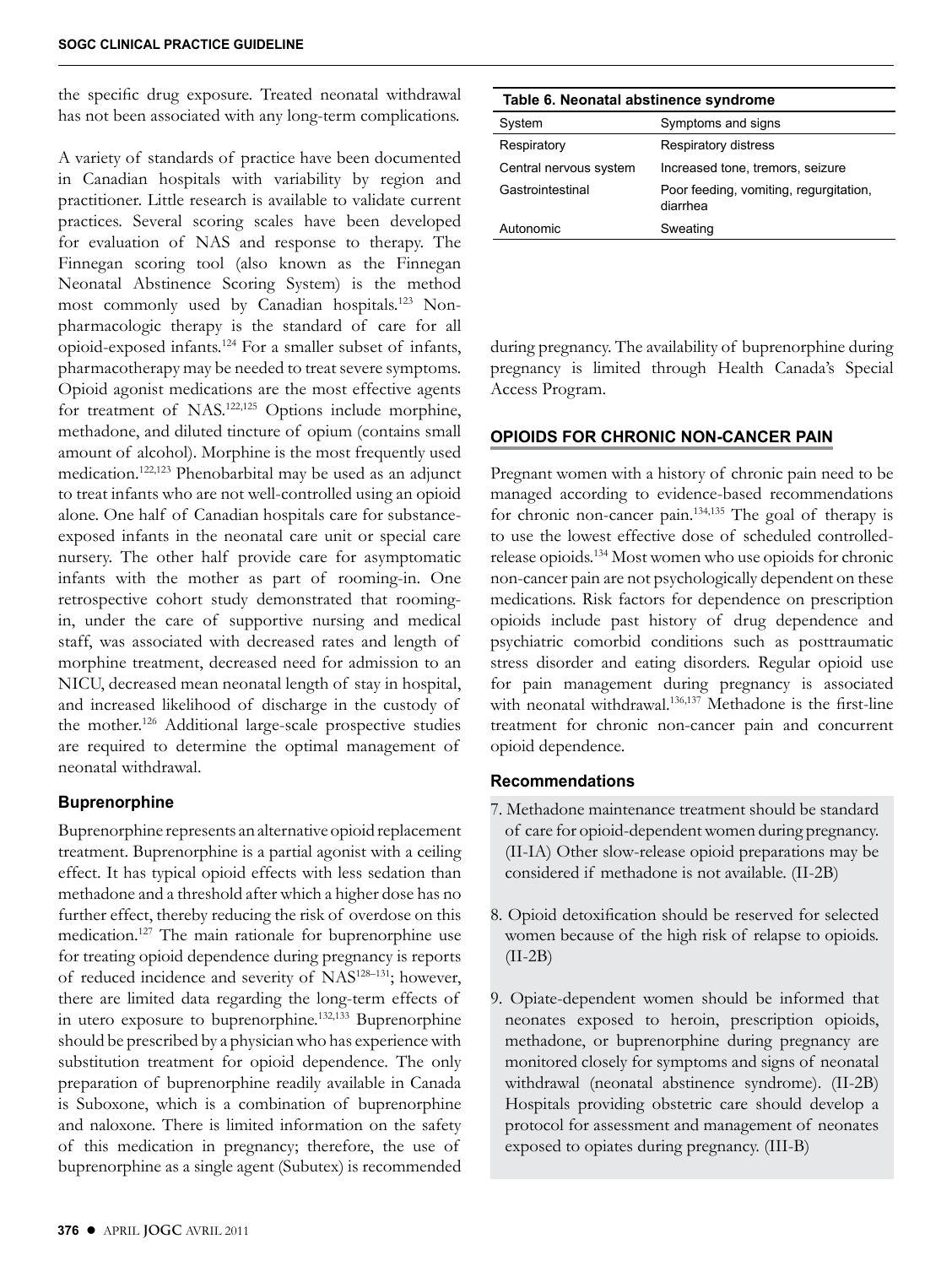the specific drug exposure. Treated neonatal withdrawal has not been associated with any long-term complications.

A variety of standards of practice have been documented in Canadian hospitals with variability by region and practitioner. Little research is available to validate current practices. Several scoring scales have been developed for evaluation of NAS and response to therapy. The Finnegan scoring tool (also known as the Finnegan Neonatal Abstinence Scoring System) is the method most commonly used by Canadian hospitals.[123] Non-pharmacologic therapy is the standard of care for all opioid-exposed infants.[124] For a smaller subset of infants, pharmacotherapy may be needed to treat severe symptoms. Opioid agonist medications are the most effective agents for treatment of NAS.[122,125] Options include morphine, methadone, and diluted tincture of opium (contains small amount of alcohol). Morphine is the most frequently used medication.[122,123] Phenobarbital may be used as an adjunct to treat infants who are not well-controlled using an opioid alone. One half of Canadian hospitals care for substance-exposed infants in the neonatal care unit or special care nursery. The other half provide care for asymptomatic infants with the mother as part of rooming-in. One retrospective cohort study demonstrated that rooming-in, under the care of supportive nursing and medical staff, was associated with decreased rates and length of morphine treatment, decreased need for admission to an NICU, decreased mean neonatal length of stay in hospital, and increased likelihood of discharge in the custody of the mother.[126] Additional large-scale prospective studies are required to determine the optimal management of neonatal withdrawal.

### Buprenorphine

Buprenorphine represents an alternative opioid replacement treatment. Buprenorphine is a partial agonist with a ceiling effect. It has typical opioid effects with less sedation than methadone and a threshold after which a higher dose has no further effect, thereby reducing the risk of overdose on this medication.[127] The main rationale for buprenorphine use for treating opioid dependence during pregnancy is reports of reduced incidence and severity of NAS[128–131]; however, there are limited data regarding the long-term effects of in utero exposure to buprenorphine.[132,133] Buprenorphine should be prescribed by a physician who has experience with substitution treatment for opioid dependence. The only preparation of buprenorphine readily available in Canada is Suboxone, which is a combination of buprenorphine and naloxone. There is limited information on the safety of this medication in pregnancy; therefore, the use of buprenorphine as a single agent (Subutex) is recommended during pregnancy. The availability of buprenorphine during pregnancy is limited through Health Canada's Special Access Program.

**Table 6. Neonatal abstinence syndrome**

| System | Symptoms and signs |
|---|---|
| Respiratory | Respiratory distress |
| Central nervous system | Increased tone, tremors, seizure |
| Gastrointestinal | Poor feeding, vomiting, regurgitation, diarrhea |
| Autonomic | Sweating |

## OPIOIDS FOR CHRONIC NON-CANCER PAIN

Pregnant women with a history of chronic pain need to be managed according to evidence-based recommendations for chronic non-cancer pain.[134,135] The goal of therapy is to use the lowest effective dose of scheduled controlled-release opioids.[134] Most women who use opioids for chronic non-cancer pain are not psychologically dependent on these medications. Risk factors for dependence on prescription opioids include past history of drug dependence and psychiatric comorbid conditions such as posttraumatic stress disorder and eating disorders. Regular opioid use for pain management during pregnancy is associated with neonatal withdrawal.[136,137] Methadone is the first-line treatment for chronic non-cancer pain and concurrent opioid dependence.

### Recommendations

7. Methadone maintenance treatment should be standard of care for opioid-dependent women during pregnancy. (II-IA) Other slow-release opioid preparations may be considered if methadone is not available. (II-2B)

8. Opioid detoxification should be reserved for selected women because of the high risk of relapse to opioids. (II-2B)

9. Opiate-dependent women should be informed that neonates exposed to heroin, prescription opioids, methadone, or buprenorphine during pregnancy are monitored closely for symptoms and signs of neonatal withdrawal (neonatal abstinence syndrome). (II-2B) Hospitals providing obstetric care should develop a protocol for assessment and management of neonates exposed to opiates during pregnancy. (III-B)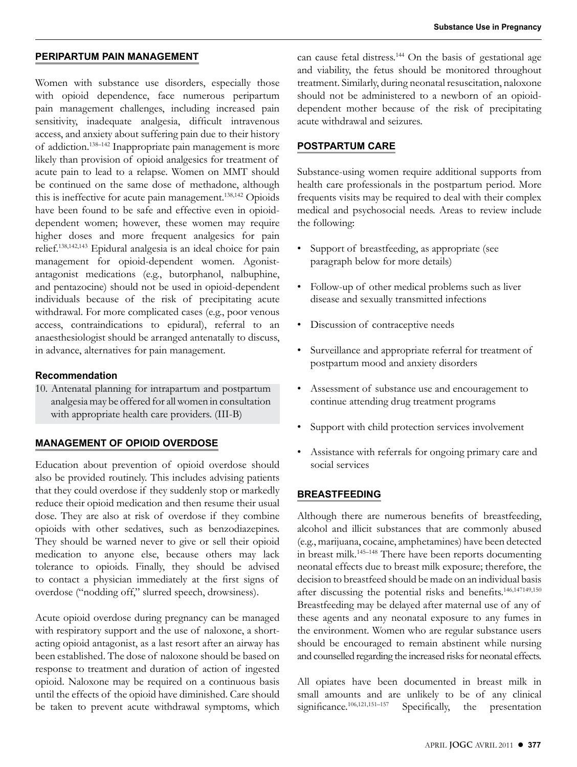## PERIPARTUM PAIN MANAGEMENT

Women with substance use disorders, especially those with opioid dependence, face numerous peripartum pain management challenges, including increased pain sensitivity, inadequate analgesia, difficult intravenous access, and anxiety about suffering pain due to their history of addiction.[138–142] Inappropriate pain management is more likely than provision of opioid analgesics for treatment of acute pain to lead to a relapse. Women on MMT should be continued on the same dose of methadone, although this is ineffective for acute pain management.[138,142] Opioids have been found to be safe and effective even in opioid-dependent women; however, these women may require higher doses and more frequent analgesics for pain relief.[138,142,143] Epidural analgesia is an ideal choice for pain management for opioid-dependent women. Agonist-antagonist medications (e.g., butorphanol, nalbuphine, and pentazocine) should not be used in opioid-dependent individuals because of the risk of precipitating acute withdrawal. For more complicated cases (e.g., poor venous access, contraindications to epidural), referral to an anaesthesiologist should be arranged antenatally to discuss, in advance, alternatives for pain management.

### Recommendation

10. Antenatal planning for intrapartum and postpartum analgesia may be offered for all women in consultation with appropriate health care providers. (III-B)

## MANAGEMENT OF OPIOID OVERDOSE

Education about prevention of opioid overdose should also be provided routinely. This includes advising patients that they could overdose if they suddenly stop or markedly reduce their opioid medication and then resume their usual dose. They are also at risk of overdose if they combine opioids with other sedatives, such as benzodiazepines. They should be warned never to give or sell their opioid medication to anyone else, because others may lack tolerance to opioids. Finally, they should be advised to contact a physician immediately at the first signs of overdose ("nodding off," slurred speech, drowsiness).

Acute opioid overdose during pregnancy can be managed with respiratory support and the use of naloxone, a short-acting opioid antagonist, as a last resort after an airway has been established. The dose of naloxone should be based on response to treatment and duration of action of ingested opioid. Naloxone may be required on a continuous basis until the effects of the opioid have diminished. Care should be taken to prevent acute withdrawal symptoms, which can cause fetal distress.[144] On the basis of gestational age and viability, the fetus should be monitored throughout treatment. Similarly, during neonatal resuscitation, naloxone should not be administered to a newborn of an opioid-dependent mother because of the risk of precipitating acute withdrawal and seizures.

## POSTPARTUM CARE

Substance-using women require additional supports from health care professionals in the postpartum period. More frequents visits may be required to deal with their complex medical and psychosocial needs. Areas to review include the following:

- Support of breastfeeding, as appropriate (see paragraph below for more details)
- Follow-up of other medical problems such as liver disease and sexually transmitted infections
- Discussion of contraceptive needs
- Surveillance and appropriate referral for treatment of postpartum mood and anxiety disorders
- Assessment of substance use and encouragement to continue attending drug treatment programs
- Support with child protection services involvement
- Assistance with referrals for ongoing primary care and social services

## BREASTFEEDING

Although there are numerous benefits of breastfeeding, alcohol and illicit substances that are commonly abused (e.g., marijuana, cocaine, amphetamines) have been detected in breast milk.[145–148] There have been reports documenting neonatal effects due to breast milk exposure; therefore, the decision to breastfeed should be made on an individual basis after discussing the potential risks and benefits.[146,147149,150] Breastfeeding may be delayed after maternal use of any of these agents and any neonatal exposure to any fumes in the environment. Women who are regular substance users should be encouraged to remain abstinent while nursing and counselled regarding the increased risks for neonatal effects.

All opiates have been documented in breast milk in small amounts and are unlikely to be of any clinical significance.[106,121,151–157] Specifically, the presentation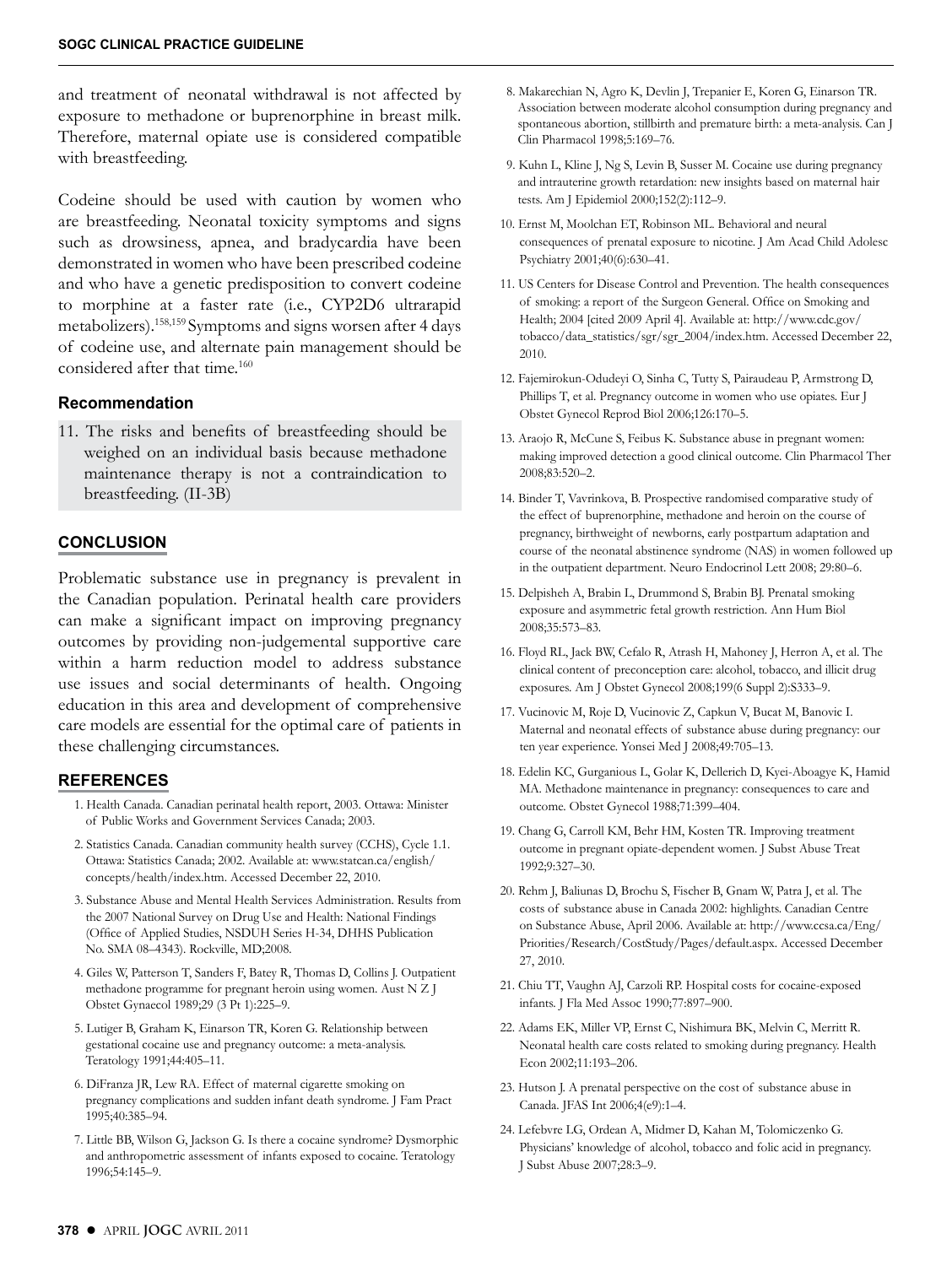and treatment of neonatal withdrawal is not affected by exposure to methadone or buprenorphine in breast milk. Therefore, maternal opiate use is considered compatible with breastfeeding.

Codeine should be used with caution by women who are breastfeeding. Neonatal toxicity symptoms and signs such as drowsiness, apnea, and bradycardia have been demonstrated in women who have been prescribed codeine and who have a genetic predisposition to convert codeine to morphine at a faster rate (i.e., CYP2D6 ultrarapid metabolizers).[158,159] Symptoms and signs worsen after 4 days of codeine use, and alternate pain management should be considered after that time.[160]

### Recommendation

11. The risks and benefits of breastfeeding should be weighed on an individual basis because methadone maintenance therapy is not a contraindication to breastfeeding. (II-3B)

## CONCLUSION

Problematic substance use in pregnancy is prevalent in the Canadian population. Perinatal health care providers can make a significant impact on improving pregnancy outcomes by providing non-judgemental supportive care within a harm reduction model to address substance use issues and social determinants of health. Ongoing education in this area and development of comprehensive care models are essential for the optimal care of patients in these challenging circumstances.

## REFERENCES

1. Health Canada. Canadian perinatal health report, 2003. Ottawa: Minister of Public Works and Government Services Canada; 2003.
2. Statistics Canada. Canadian community health survey (CCHS), Cycle 1.1. Ottawa: Statistics Canada; 2002. Available at: www.statcan.ca/english/concepts/health/index.htm. Accessed December 22, 2010.
3. Substance Abuse and Mental Health Services Administration. Results from the 2007 National Survey on Drug Use and Health: National Findings (Office of Applied Studies, NSDUH Series H-34, DHHS Publication No. SMA 08–4343). Rockville, MD;2008.
4. Giles W, Patterson T, Sanders F, Batey R, Thomas D, Collins J. Outpatient methadone programme for pregnant heroin using women. Aust N Z J Obstet Gynaecol 1989;29 (3 Pt 1):225–9.
5. Lutiger B, Graham K, Einarson TR, Koren G. Relationship between gestational cocaine use and pregnancy outcome: a meta-analysis. Teratology 1991;44:405–11.
6. DiFranza JR, Lew RA. Effect of maternal cigarette smoking on pregnancy complications and sudden infant death syndrome. J Fam Pract 1995;40:385–94.
7. Little BB, Wilson G, Jackson G. Is there a cocaine syndrome? Dysmorphic and anthropometric assessment of infants exposed to cocaine. Teratology 1996;54:145–9.
8. Makarechian N, Agro K, Devlin J, Trepanier E, Koren G, Einarson TR. Association between moderate alcohol consumption during pregnancy and spontaneous abortion, stillbirth and premature birth: a meta-analysis. Can J Clin Pharmacol 1998;5:169–76.
9. Kuhn L, Kline J, Ng S, Levin B, Susser M. Cocaine use during pregnancy and intrauterine growth retardation: new insights based on maternal hair tests. Am J Epidemiol 2000;152(2):112–9.
10. Ernst M, Moolchan ET, Robinson ML. Behavioral and neural consequences of prenatal exposure to nicotine. J Am Acad Child Adolesc Psychiatry 2001;40(6):630–41.
11. US Centers for Disease Control and Prevention. The health consequences of smoking: a report of the Surgeon General. Office on Smoking and Health; 2004 [cited 2009 April 4]. Available at: http://www.cdc.gov/tobacco/data_statistics/sgr/sgr_2004/index.htm. Accessed December 22, 2010.
12. Fajemirokun-Odudeyi O, Sinha C, Tutty S, Pairaudeau P, Armstrong D, Phillips T, et al. Pregnancy outcome in women who use opiates. Eur J Obstet Gynecol Reprod Biol 2006;126:170–5.
13. Araojo R, McCune S, Feibus K. Substance abuse in pregnant women: making improved detection a good clinical outcome. Clin Pharmacol Ther 2008;83:520–2.
14. Binder T, Vavrinkova, B. Prospective randomised comparative study of the effect of buprenorphine, methadone and heroin on the course of pregnancy, birthweight of newborns, early postpartum adaptation and course of the neonatal abstinence syndrome (NAS) in women followed up in the outpatient department. Neuro Endocrinol Lett 2008; 29:80–6.
15. Delpisheh A, Brabin L, Drummond S, Brabin BJ. Prenatal smoking exposure and asymmetric fetal growth restriction. Ann Hum Biol 2008;35:573–83.
16. Floyd RL, Jack BW, Cefalo R, Atrash H, Mahoney J, Herron A, et al. The clinical content of preconception care: alcohol, tobacco, and illicit drug exposures. Am J Obstet Gynecol 2008;199(6 Suppl 2):S333–9.
17. Vucinovic M, Roje D, Vucinovic Z, Capkun V, Bucat M, Banovic I. Maternal and neonatal effects of substance abuse during pregnancy: our ten year experience. Yonsei Med J 2008;49:705–13.
18. Edelin KC, Gurganious L, Golar K, Dellerich D, Kyei-Aboagye K, Hamid MA. Methadone maintenance in pregnancy: consequences to care and outcome. Obstet Gynecol 1988;71:399–404.
19. Chang G, Carroll KM, Behr HM, Kosten TR. Improving treatment outcome in pregnant opiate-dependent women. J Subst Abuse Treat 1992;9:327–30.
20. Rehm J, Baliunas D, Brochu S, Fischer B, Gnam W, Patra J, et al. The costs of substance abuse in Canada 2002: highlights. Canadian Centre on Substance Abuse, April 2006. Available at: http://www.ccsa.ca/Eng/Priorities/Research/CostStudy/Pages/default.aspx. Accessed December 27, 2010.
21. Chiu TT, Vaughn AJ, Carzoli RP. Hospital costs for cocaine-exposed infants. J Fla Med Assoc 1990;77:897–900.
22. Adams EK, Miller VP, Ernst C, Nishimura BK, Melvin C, Merritt R. Neonatal health care costs related to smoking during pregnancy. Health Econ 2002;11:193–206.
23. Hutson J. A prenatal perspective on the cost of substance abuse in Canada. JFAS Int 2006;4(e9):1–4.
24. Lefebvre LG, Ordean A, Midmer D, Kahan M, Tolomiczenko G. Physicians' knowledge of alcohol, tobacco and folic acid in pregnancy. J Subst Abuse 2007;28:3–9.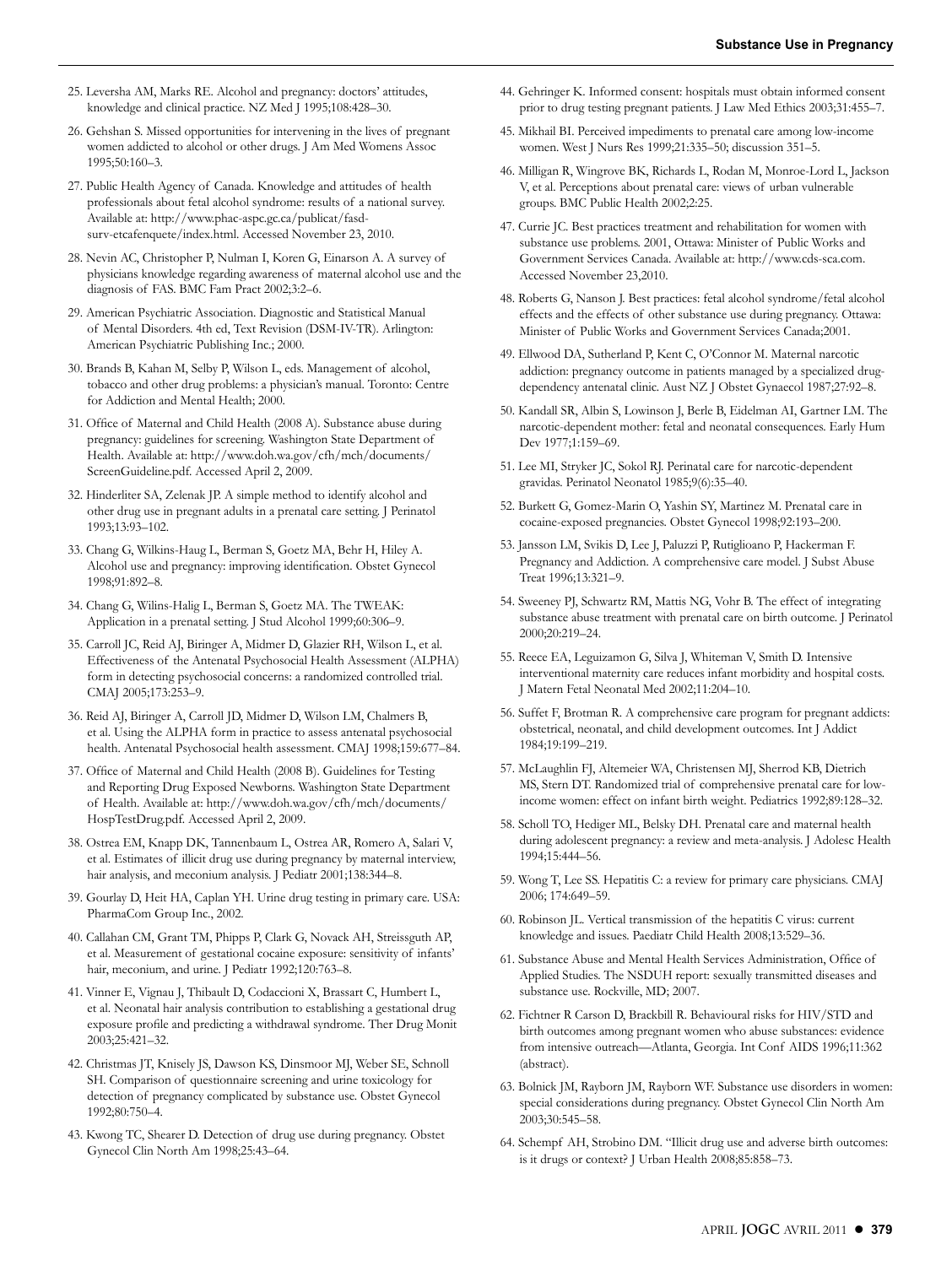25. Leversha AM, Marks RE. Alcohol and pregnancy: doctors' attitudes, knowledge and clinical practice. NZ Med J 1995;108:428–30.

26. Gehshan S. Missed opportunities for intervening in the lives of pregnant women addicted to alcohol or other drugs. J Am Med Womens Assoc 1995;50:160–3.

27. Public Health Agency of Canada. Knowledge and attitudes of health professionals about fetal alcohol syndrome: results of a national survey. Available at: http://www.phac-aspc.gc.ca/publicat/fasd-surv-etcafenquete/index.html. Accessed November 23, 2010.

28. Nevin AC, Christopher P, Nulman I, Koren G, Einarson A. A survey of physicians knowledge regarding awareness of maternal alcohol use and the diagnosis of FAS. BMC Fam Pract 2002;3:2–6.

29. American Psychiatric Association. Diagnostic and Statistical Manual of Mental Disorders. 4th ed, Text Revision (DSM-IV-TR). Arlington: American Psychiatric Publishing Inc.; 2000.

30. Brands B, Kahan M, Selby P, Wilson L, eds. Management of alcohol, tobacco and other drug problems: a physician's manual. Toronto: Centre for Addiction and Mental Health; 2000.

31. Office of Maternal and Child Health (2008 A). Substance abuse during pregnancy: guidelines for screening. Washington State Department of Health. Available at: http://www.doh.wa.gov/cfh/mch/documents/ScreenGuideline.pdf. Accessed April 2, 2009.

32. Hinderliter SA, Zelenak JP. A simple method to identify alcohol and other drug use in pregnant adults in a prenatal care setting. J Perinatol 1993;13:93–102.

33. Chang G, Wilkins-Haug L, Berman S, Goetz MA, Behr H, Hiley A. Alcohol use and pregnancy: improving identification. Obstet Gynecol 1998;91:892–8.

34. Chang G, Wilins-Halig L, Berman S, Goetz MA. The TWEAK: Application in a prenatal setting. J Stud Alcohol 1999;60:306–9.

35. Carroll JC, Reid AJ, Biringer A, Midmer D, Glazier RH, Wilson L, et al. Effectiveness of the Antenatal Psychosocial Health Assessment (ALPHA) form in detecting psychosocial concerns: a randomized controlled trial. CMAJ 2005;173:253–9.

36. Reid AJ, Biringer A, Carroll JD, Midmer D, Wilson LM, Chalmers B, et al. Using the ALPHA form in practice to assess antenatal psychosocial health. Antenatal Psychosocial health assessment. CMAJ 1998;159:677–84.

37. Office of Maternal and Child Health (2008 B). Guidelines for Testing and Reporting Drug Exposed Newborns. Washington State Department of Health. Available at: http://www.doh.wa.gov/cfh/mch/documents/HospTestDrug.pdf. Accessed April 2, 2009.

38. Ostrea EM, Knapp DK, Tannenbaum L, Ostrea AR, Romero A, Salari V, et al. Estimates of illicit drug use during pregnancy by maternal interview, hair analysis, and meconium analysis. J Pediatr 2001;138:344–8.

39. Gourlay D, Heit HA, Caplan YH. Urine drug testing in primary care. USA: PharmaCom Group Inc., 2002.

40. Callahan CM, Grant TM, Phipps P, Clark G, Novack AH, Streissguth AP, et al. Measurement of gestational cocaine exposure: sensitivity of infants' hair, meconium, and urine. J Pediatr 1992;120:763–8.

41. Vinner E, Vignau J, Thibault D, Codaccioni X, Brassart C, Humbert L, et al. Neonatal hair analysis contribution to establishing a gestational drug exposure profile and predicting a withdrawal syndrome. Ther Drug Monit 2003;25:421–32.

42. Christmas JT, Knisely JS, Dawson KS, Dinsmoor MJ, Weber SE, Schnoll SH. Comparison of questionnaire screening and urine toxicology for detection of pregnancy complicated by substance use. Obstet Gynecol 1992;80:750–4.

43. Kwong TC, Shearer D. Detection of drug use during pregnancy. Obstet Gynecol Clin North Am 1998;25:43–64.

44. Gehringer K. Informed consent: hospitals must obtain informed consent prior to drug testing pregnant patients. J Law Med Ethics 2003;31:455–7.

45. Mikhail BI. Perceived impediments to prenatal care among low-income women. West J Nurs Res 1999;21:335–50; discussion 351–5.

46. Milligan R, Wingrove BK, Richards L, Rodan M, Monroe-Lord L, Jackson V, et al. Perceptions about prenatal care: views of urban vulnerable groups. BMC Public Health 2002;2:25.

47. Currie JC. Best practices treatment and rehabilitation for women with substance use problems. 2001, Ottawa: Minister of Public Works and Government Services Canada. Available at: http://www.cds-sca.com. Accessed November 23,2010.

48. Roberts G, Nanson J. Best practices: fetal alcohol syndrome/fetal alcohol effects and the effects of other substance use during pregnancy. Ottawa: Minister of Public Works and Government Services Canada;2001.

49. Ellwood DA, Sutherland P, Kent C, O'Connor M. Maternal narcotic addiction: pregnancy outcome in patients managed by a specialized drug-dependency antenatal clinic. Aust NZ J Obstet Gynaecol 1987;27:92–8.

50. Kandall SR, Albin S, Lowinson J, Berle B, Eidelman AI, Gartner LM. The narcotic-dependent mother: fetal and neonatal consequences. Early Hum Dev 1977;1:159–69.

51. Lee MI, Stryker JC, Sokol RJ. Perinatal care for narcotic-dependent gravidas. Perinatol Neonatol 1985;9(6):35–40.

52. Burkett G, Gomez-Marin O, Yashin SY, Martinez M. Prenatal care in cocaine-exposed pregnancies. Obstet Gynecol 1998;92:193–200.

53. Jansson LM, Svikis D, Lee J, Paluzzi P, Rutiglioano P, Hackerman F. Pregnancy and Addiction. A comprehensive care model. J Subst Abuse Treat 1996;13:321–9.

54. Sweeney PJ, Schwartz RM, Mattis NG, Vohr B. The effect of integrating substance abuse treatment with prenatal care on birth outcome. J Perinatol 2000;20:219–24.

55. Reece EA, Leguizamon G, Silva J, Whiteman V, Smith D. Intensive interventional maternity care reduces infant morbidity and hospital costs. J Matern Fetal Neonatal Med 2002;11:204–10.

56. Suffet F, Brotman R. A comprehensive care program for pregnant addicts: obstetrical, neonatal, and child development outcomes. Int J Addict 1984;19:199–219.

57. McLaughlin FJ, Altemeier WA, Christensen MJ, Sherrod KB, Dietrich MS, Stern DT. Randomized trial of comprehensive prenatal care for low-income women: effect on infant birth weight. Pediatrics 1992;89:128–32.

58. Scholl TO, Hediger ML, Belsky DH. Prenatal care and maternal health during adolescent pregnancy: a review and meta-analysis. J Adolesc Health 1994;15:444–56.

59. Wong T, Lee SS. Hepatitis C: a review for primary care physicians. CMAJ 2006; 174:649–59.

60. Robinson JL. Vertical transmission of the hepatitis C virus: current knowledge and issues. Paediatr Child Health 2008;13:529–36.

61. Substance Abuse and Mental Health Services Administration, Office of Applied Studies. The NSDUH report: sexually transmitted diseases and substance use. Rockville, MD; 2007.

62. Fichtner R Carson D, Brackbill R. Behavioural risks for HIV/STD and birth outcomes among pregnant women who abuse substances: evidence from intensive outreach—Atlanta, Georgia. Int Conf AIDS 1996;11:362 (abstract).

63. Bolnick JM, Rayborn JM, Rayborn WF. Substance use disorders in women: special considerations during pregnancy. Obstet Gynecol Clin North Am 2003;30:545–58.

64. Schempf AH, Strobino DM. "Illicit drug use and adverse birth outcomes: is it drugs or context? J Urban Health 2008;85:858–73.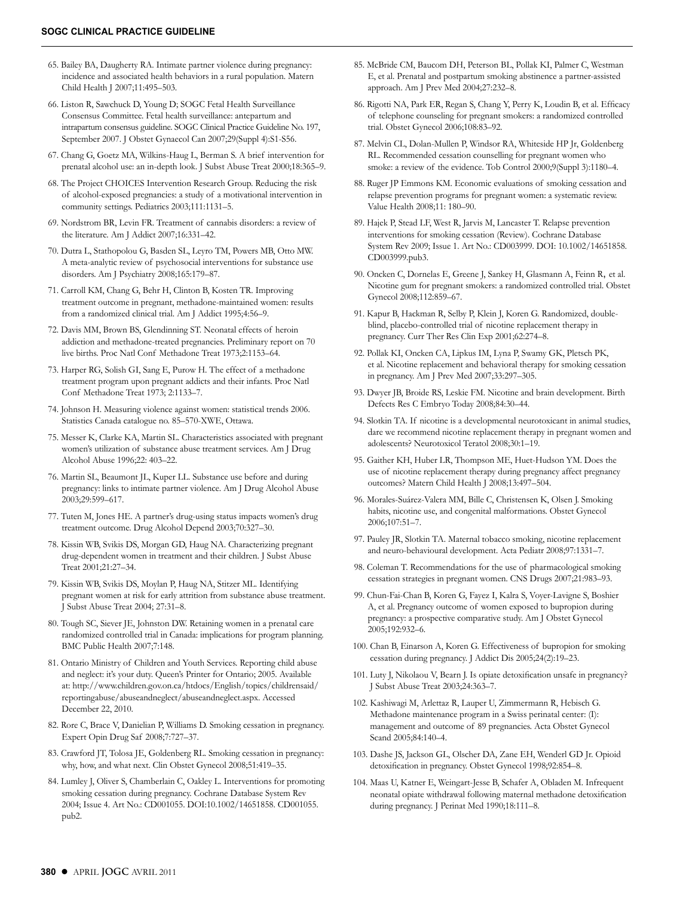65. Bailey BA, Daugherty RA. Intimate partner violence during pregnancy: incidence and associated health behaviors in a rural population. Matern Child Health J 2007;11:495–503.

66. Liston R, Sawchuck D, Young D; SOGC Fetal Health Surveillance Consensus Committee. Fetal health surveillance: antepartum and intrapartum consensus guideline. SOGC Clinical Practice Guideline No. 197, September 2007. J Obstet Gynaecol Can 2007;29(Suppl 4):S1-S56.

67. Chang G, Goetz MA, Wilkins-Haug L, Berman S. A brief intervention for prenatal alcohol use: an in-depth look. J Subst Abuse Treat 2000;18:365–9.

68. The Project CHOICES Intervention Research Group. Reducing the risk of alcohol-exposed pregnancies: a study of a motivational intervention in community settings. Pediatrics 2003;111:1131–5.

69. Nordstrom BR, Levin FR. Treatment of cannabis disorders: a review of the literature. Am J Addict 2007;16:331–42.

70. Dutra L, Stathopolou G, Basden SL, Leyro TM, Powers MB, Otto MW. A meta-analytic review of psychosocial interventions for substance use disorders. Am J Psychiatry 2008;165:179–87.

71. Carroll KM, Chang G, Behr H, Clinton B, Kosten TR. Improving treatment outcome in pregnant, methadone-maintained women: results from a randomized clinical trial. Am J Addict 1995;4:56–9.

72. Davis MM, Brown BS, Glendinning ST. Neonatal effects of heroin addiction and methadone-treated pregnancies. Preliminary report on 70 live births. Proc Natl Conf Methadone Treat 1973;2:1153–64.

73. Harper RG, Solish GI, Sang E, Purow H. The effect of a methadone treatment program upon pregnant addicts and their infants. Proc Natl Conf Methadone Treat 1973; 2:1133–7.

74. Johnson H. Measuring violence against women: statistical trends 2006. Statistics Canada catalogue no. 85–570-XWE, Ottawa.

75. Messer K, Clarke KA, Martin SL. Characteristics associated with pregnant women's utilization of substance abuse treatment services. Am J Drug Alcohol Abuse 1996;22: 403–22.

76. Martin SL, Beaumont JL, Kuper LL. Substance use before and during pregnancy: links to intimate partner violence. Am J Drug Alcohol Abuse 2003;29:599–617.

77. Tuten M, Jones HE. A partner's drug-using status impacts women's drug treatment outcome. Drug Alcohol Depend 2003;70:327–30.

78. Kissin WB, Svikis DS, Morgan GD, Haug NA. Characterizing pregnant drug-dependent women in treatment and their children. J Subst Abuse Treat 2001;21:27–34.

79. Kissin WB, Svikis DS, Moylan P, Haug NA, Stitzer ML. Identifying pregnant women at risk for early attrition from substance abuse treatment. J Subst Abuse Treat 2004; 27:31–8.

80. Tough SC, Siever JE, Johnston DW. Retaining women in a prenatal care randomized controlled trial in Canada: implications for program planning. BMC Public Health 2007;7:148.

81. Ontario Ministry of Children and Youth Services. Reporting child abuse and neglect: it's your duty. Queen's Printer for Ontario; 2005. Available at: http://www.children.gov.on.ca/htdocs/English/topics/childrensaid/reportingabuse/abuseandneglect/abuseandneglect.aspx. Accessed December 22, 2010.

82. Rore C, Brace V, Danielian P, Williams D. Smoking cessation in pregnancy. Expert Opin Drug Saf 2008;7:727–37.

83. Crawford JT, Tolosa JE, Goldenberg RL. Smoking cessation in pregnancy: why, how, and what next. Clin Obstet Gynecol 2008;51:419–35.

84. Lumley J, Oliver S, Chamberlain C, Oakley L. Interventions for promoting smoking cessation during pregnancy. Cochrane Database System Rev 2004; Issue 4. Art No.: CD001055. DOI:10.1002/14651858. CD001055.pub2.

85. McBride CM, Baucom DH, Peterson BL, Pollak KI, Palmer C, Westman E, et al. Prenatal and postpartum smoking abstinence a partner-assisted approach. Am J Prev Med 2004;27:232–8.

86. Rigotti NA, Park ER, Regan S, Chang Y, Perry K, Loudin B, et al. Efficacy of telephone counseling for pregnant smokers: a randomized controlled trial. Obstet Gynecol 2006;108:83–92.

87. Melvin CL, Dolan-Mullen P, Windsor RA, Whiteside HP Jr, Goldenberg RL. Recommended cessation counselling for pregnant women who smoke: a review of the evidence. Tob Control 2000;9(Suppl 3):1180–4.

88. Ruger JP Emmons KM. Economic evaluations of smoking cessation and relapse prevention programs for pregnant women: a systematic review. Value Health 2008;11: 180–90.

89. Hajek P, Stead LF, West R, Jarvis M, Lancaster T. Relapse prevention interventions for smoking cessation (Review). Cochrane Database System Rev 2009; Issue 1. Art No.: CD003999. DOI: 10.1002/14651858. CD003999.pub3.

90. Oncken C, Dornelas E, Greene J, Sankey H, Glasmann A, Feinn R, et al. Nicotine gum for pregnant smokers: a randomized controlled trial. Obstet Gynecol 2008;112:859–67.

91. Kapur B, Hackman R, Selby P, Klein J, Koren G. Randomized, double-blind, placebo-controlled trial of nicotine replacement therapy in pregnancy. Curr Ther Res Clin Exp 2001;62:274–8.

92. Pollak KI, Oncken CA, Lipkus IM, Lyna P, Swamy GK, Pletsch PK, et al. Nicotine replacement and behavioral therapy for smoking cessation in pregnancy. Am J Prev Med 2007;33:297–305.

93. Dwyer JB, Broide RS, Leskie FM. Nicotine and brain development. Birth Defects Res C Embryo Today 2008;84:30–44.

94. Slotkin TA. If nicotine is a developmental neurotoxicant in animal studies, dare we recommend nicotine replacement therapy in pregnant women and adolescents? Neurotoxicol Teratol 2008;30:1–19.

95. Gaither KH, Huber LR, Thompson ME, Huet-Hudson YM. Does the use of nicotine replacement therapy during pregnancy affect pregnancy outcomes? Matern Child Health J 2008;13:497–504.

96. Morales-Suárez-Valera MM, Bille C, Christensen K, Olsen J. Smoking habits, nicotine use, and congenital malformations. Obstet Gynecol 2006;107:51–7.

97. Pauley JR, Slotkin TA. Maternal tobacco smoking, nicotine replacement and neuro-behavioural development. Acta Pediatr 2008;97:1331–7.

98. Coleman T. Recommendations for the use of pharmacological smoking cessation strategies in pregnant women. CNS Drugs 2007;21:983–93.

99. Chun-Fai-Chan B, Koren G, Fayez I, Kalra S, Voyer-Lavigne S, Boshier A, et al. Pregnancy outcome of women exposed to bupropion during pregnancy: a prospective comparative study. Am J Obstet Gynecol 2005;192:932–6.

100. Chan B, Einarson A, Koren G. Effectiveness of bupropion for smoking cessation during pregnancy. J Addict Dis 2005;24(2):19–23.

101. Luty J, Nikolaou V, Bearn J. Is opiate detoxification unsafe in pregnancy? J Subst Abuse Treat 2003;24:363–7.

102. Kashiwagi M, Arlettaz R, Lauper U, Zimmermann R, Hebisch G. Methadone maintenance program in a Swiss perinatal center: (I): management and outcome of 89 pregnancies. Acta Obstet Gynecol Scand 2005;84:140–4.

103. Dashe JS, Jackson GL, Olscher DA, Zane EH, Wenderl GD Jr. Opioid detoxification in pregnancy. Obstet Gynecol 1998;92:854–8.

104. Maas U, Katner E, Weingart-Jesse B, Schafer A, Obladen M. Infrequent neonatal opiate withdrawal following maternal methadone detoxification during pregnancy. J Perinat Med 1990;18:111–8.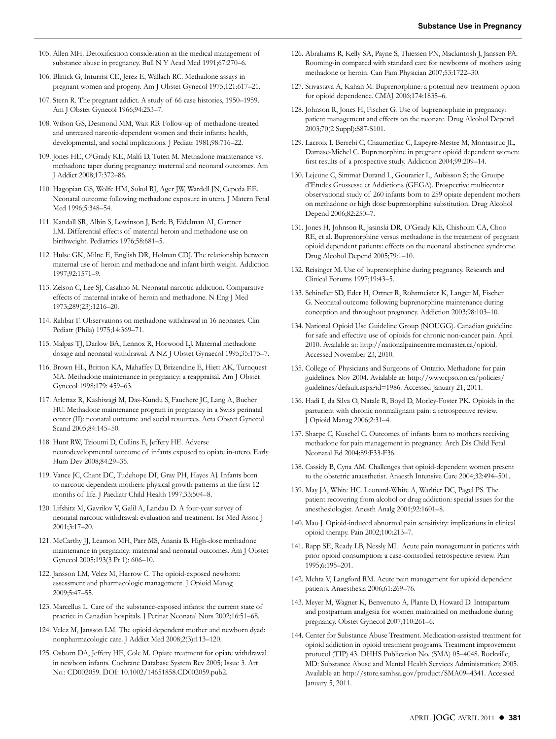105. Allen MH. Detoxification consideration in the medical management of substance abuse in pregnancy. Bull N Y Acad Med 1991;67:270–6.

106. Blinick G, Inturrisi CE, Jerez E, Wallach RC. Methadone assays in pregnant women and progeny. Am J Obstet Gynecol 1975;121:617–21.

107. Stern R. The pregnant addict. A study of 66 case histories, 1950–1959. Am J Obstet Gynecol 1966;94:253–7.

108. Wilson GS, Desmond MM, Wait RB. Follow-up of methadone-treated and untreated narcotic-dependent women and their infants: health, developmental, and social implications. J Pediatr 1981;98:716–22.

109. Jones HE, O'Grady KE, Malfi D, Tuten M. Methadone maintenance vs. methadone taper during pregnancy: maternal and neonatal outcomes. Am J Addict 2008;17:372–86.

110. Hagopian GS, Wolfe HM, Sokol RJ, Ager JW, Wardell JN, Cepeda EE. Neonatal outcome following methadone exposure in utero. J Matern Fetal Med 1996;5:348–54.

111. Kandall SR, Albin S, Lowinson J, Berle B, Eidelman AI, Gartner LM. Differential effects of maternal heroin and methadone use on birthweight. Pediatrics 1976;58:681–5.

112. Hulse GK, Milne E, English DR, Holman CDJ. The relationship between maternal use of heroin and methadone and infant birth weight. Addiction 1997;92:1571–9.

113. Zelson C, Lee SJ, Casalino M. Neonatal narcotic addiction. Comparative effects of maternal intake of heroin and methadone. N Eng J Med 1973;289(23):1216–20.

114. Rahbar F. Observations on methadone withdrawal in 16 neonates. Clin Pediatr (Phila) 1975;14:369–71.

115. Malpas TJ, Darlow BA, Lennox R, Horwood LJ. Maternal methadone dosage and neonatal withdrawal. A NZ J Obstet Gynaecol 1995;35:175–7.

116. Brown HL, Britton KA, Mahaffey D, Brizendine E, Hiett AK, Turnquest MA. Methadone maintenance in pregnancy: a reappraisal. Am J Obstet Gynecol 1998;179: 459–63.

117. Arlettaz R, Kashiwagi M, Das-Kundu S, Fauchere JC, Lang A, Bucher HU. Methadone maintenance program in pregnancy in a Swiss perinatal center (II): neonatal outcome and social resources. Acta Obstet Gynecol Scand 2005;84:145–50.

118. Hunt RW, Tzioumi D, Collins E, Jeffery HE. Adverse neurodevelopmental outcome of infants exposed to opiate in-utero. Early Hum Dev 2008;84:29–35.

119. Vance JC, Chant DC, Tudehope DI, Gray PH, Hayes AJ. Infants born to narcotic dependent mothers: physical growth patterns in the first 12 months of life. J Paediatr Child Health 1997;33:504–8.

120. Lifshitz M, Gavrilov V, Galil A, Landau D. A four-year survey of neonatal narcotic withdrawal: evaluation and treatment. Isr Med Assoc J 2001;3:17–20.

121. McCarthy JJ, Leamon MH, Parr MS, Anania B. High-dose methadone maintenance in pregnancy: maternal and neonatal outcomes. Am J Obstet Gynecol 2005;193(3 Pt 1): 606–10.

122. Jansson LM, Velez M, Harrow C. The opioid-exposed newborn: assessment and pharmacologic management. J Opioid Manag 2009;5:47–55.

123. Marcellus L. Care of the substance-exposed infants: the current state of practice in Canadian hospitals. J Perinat Neonatal Nurs 2002;16:51–68.

124. Velez M, Jansson LM. The opioid dependent mother and newborn dyad: nonpharmacologic care. J Addict Med 2008;2(3):113–120.

125. Osborn DA, Jeffery HE, Cole M. Opiate treatment for opiate withdrawal in newborn infants. Cochrane Database System Rev 2005; Issue 3. Art No.: CD002059. DOI: 10.1002/14651858.CD002059.pub2.

126. Abrahams R, Kelly SA, Payne S, Thiessen PN, Mackintosh J, Janssen PA. Rooming-in compared with standard care for newborns of mothers using methadone or heroin. Can Fam Physician 2007;53:1722–30.

127. Srivastava A, Kahan M. Buprenorphine: a potential new treatment option for opioid dependence. CMAJ 2006;174:1835–6.

128. Johnson R, Jones H, Fischer G. Use of buprenorphine in pregnancy: patient management and effects on the neonate. Drug Alcohol Depend 2003;70(2 Suppl):S87-S101.

129. Lacroix I, Berrebi C, Chaumerliac C, Lapeyre-Mestre M, Montastruc JL, Damase-Michel C. Buprenorphine in pregnant opioid dependent women: first results of a prospective study. Addiction 2004;99:209–14.

130. Lejeune C, Simmat Durand L, Gourarier L, Aubisson S; the Groupe d'Etudes Grossesse et Addictions (GEGA). Prospective multicenter observational study of 260 infants born to 259 opiate dependent mothers on methadone or high dose buprenorphine substitution. Drug Alcohol Depend 2006;82:250–7.

131. Jones H, Johnson R, Jasinski DR, O'Grady KE, Chisholm CA, Choo RE, et al. Buprenorphine versus methadone in the treatment of pregnant opioid dependent patients: effects on the neonatal abstinence syndrome. Drug Alcohol Depend 2005;79:1–10.

132. Reisinger M. Use of buprenorphine during pregnancy. Research and Clinical Forums 1997;19:43–5.

133. Schindler SD, Eder H, Ortner R, Rohrmeister K, Langer M, Fischer G. Neonatal outcome following buprenorphine maintenance during conception and throughout pregnancy. Addiction 2003;98:103–10.

134. National Opioid Use Guideline Group (NOUGG). Canadian guideline for safe and effective use of opioids for chronic non-cancer pain. April 2010. Available at: http://nationalpaincentre.mcmaster.ca/opioid. Accessed November 23, 2010.

135. College of Physicians and Surgeons of Ontario. Methadone for pain guidelines. Nov 2004. Avialable at: http://www.cpso.on.ca/policies/guidelines/default.aspx?id=1986. Accessed January 21, 2011.

136. Hadi I, da Silva O, Natale R, Boyd D, Morley-Foster PK. Opioids in the parturient with chronic nonmalignant pain: a retrospective review. J Opioid Manag 2006;2:31–4.

137. Sharpe C, Kuschel C. Outcomes of infants born to mothers receiving methadone for pain management in pregnancy. Arch Dis Child Fetal Neonatal Ed 2004;89:F33-F36.

138. Cassidy B, Cyna AM. Challenges that opioid-dependent women present to the obstetric anaesthetist. Anaesth Intensive Care 2004;32:494–501.

139. May JA, White HC. Leonard-White A, Warltier DC, Pagel PS. The patient recovering from alcohol or drug addiction: special issues for the anesthesiologist. Anesth Analg 2001;92:1601–8.

140. Mao J. Opioid-induced abnormal pain sensitivity: implications in clinical opioid therapy. Pain 2002;100:213–7.

141. Rapp SE, Ready LB, Nessly ML. Acute pain management in patients with prior opioid consumption: a case-controlled retrospective review. Pain 1995;6:195–201.

142. Mehta V, Langford RM. Acute pain management for opioid dependent patients. Anaesthesia 2006;61:269–76.

143. Meyer M, Wagner K, Benvenuto A, Plante D, Howard D. Intrapartum and postpartum analgesia for women maintained on methadone during pregnancy. Obstet Gynecol 2007;110:261–6.

144. Center for Substance Abuse Treatment. Medication-assisted treatment for opioid addiction in opioid treatment programs. Treatment improvement protocol (TIP) 43. DHHS Publication No. (SMA) 05–4048. Rockville, MD: Substance Abuse and Mental Health Services Administration; 2005. Available at: http://store.samhsa.gov/product/SMA09–4341. Accessed January 5, 2011.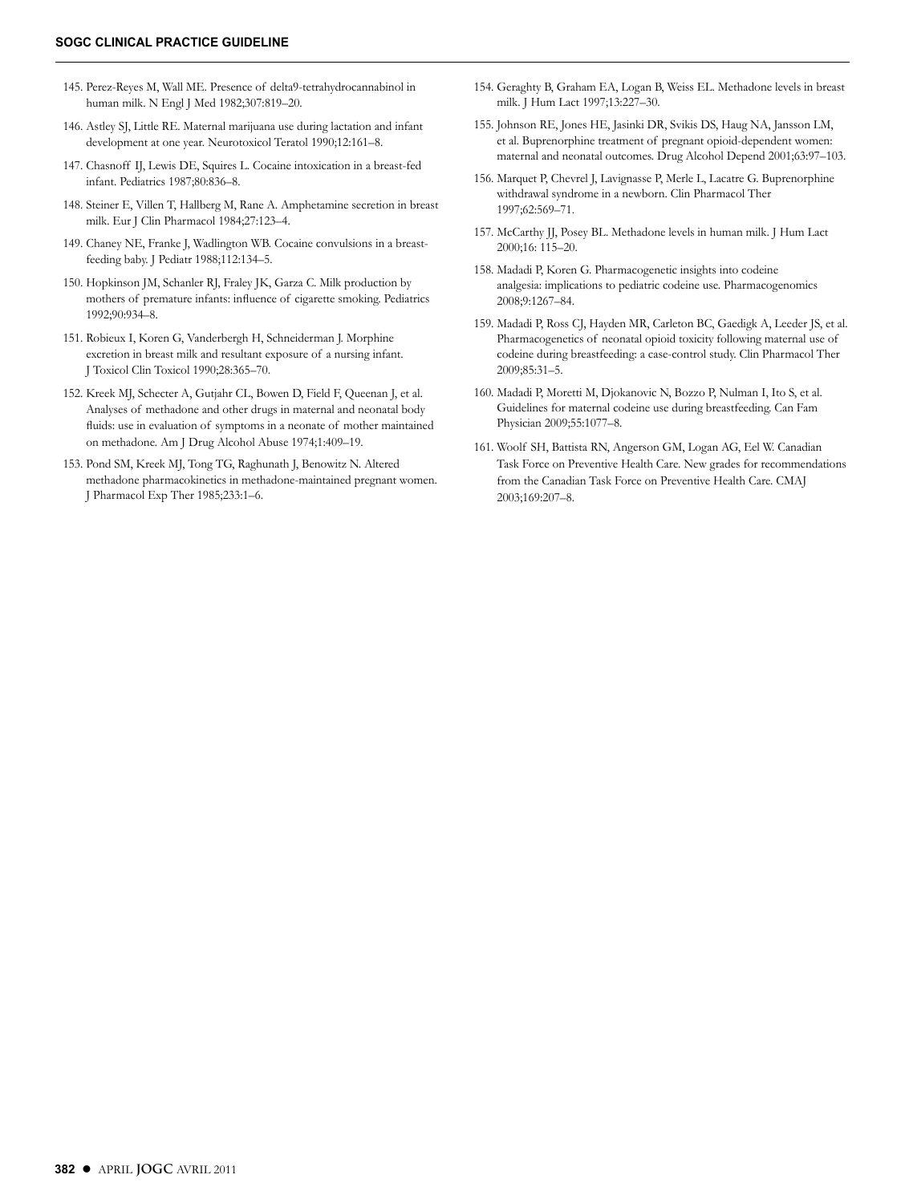145. Perez-Reyes M, Wall ME. Presence of delta9-tetrahydrocannabinol in human milk. N Engl J Med 1982;307:819–20.

146. Astley SJ, Little RE. Maternal marijuana use during lactation and infant development at one year. Neurotoxicol Teratol 1990;12:161–8.

147. Chasnoff IJ, Lewis DE, Squires L. Cocaine intoxication in a breast-fed infant. Pediatrics 1987;80:836–8.

148. Steiner E, Villen T, Hallberg M, Rane A. Amphetamine secretion in breast milk. Eur J Clin Pharmacol 1984;27:123–4.

149. Chaney NE, Franke J, Wadlington WB. Cocaine convulsions in a breast-feeding baby. J Pediatr 1988;112:134–5.

150. Hopkinson JM, Schanler RJ, Fraley JK, Garza C. Milk production by mothers of premature infants: influence of cigarette smoking. Pediatrics 1992;90:934–8.

151. Robieux I, Koren G, Vanderbergh H, Schneiderman J. Morphine excretion in breast milk and resultant exposure of a nursing infant. J Toxicol Clin Toxicol 1990;28:365–70.

152. Kreek MJ, Schecter A, Gutjahr CL, Bowen D, Field F, Queenan J, et al. Analyses of methadone and other drugs in maternal and neonatal body fluids: use in evaluation of symptoms in a neonate of mother maintained on methadone. Am J Drug Alcohol Abuse 1974;1:409–19.

153. Pond SM, Kreek MJ, Tong TG, Raghunath J, Benowitz N. Altered methadone pharmacokinetics in methadone-maintained pregnant women. J Pharmacol Exp Ther 1985;233:1–6.

154. Geraghty B, Graham EA, Logan B, Weiss EL. Methadone levels in breast milk. J Hum Lact 1997;13:227–30.

155. Johnson RE, Jones HE, Jasinki DR, Svikis DS, Haug NA, Jansson LM, et al. Buprenorphine treatment of pregnant opioid-dependent women: maternal and neonatal outcomes. Drug Alcohol Depend 2001;63:97–103.

156. Marquet P, Chevrel J, Lavignasse P, Merle L, Lacatre G. Buprenorphine withdrawal syndrome in a newborn. Clin Pharmacol Ther 1997;62:569–71.

157. McCarthy JJ, Posey BL. Methadone levels in human milk. J Hum Lact 2000;16: 115–20.

158. Madadi P, Koren G. Pharmacogenetic insights into codeine analgesia: implications to pediatric codeine use. Pharmacogenomics 2008;9:1267–84.

159. Madadi P, Ross CJ, Hayden MR, Carleton BC, Gaedigk A, Leeder JS, et al. Pharmacogenetics of neonatal opioid toxicity following maternal use of codeine during breastfeeding: a case-control study. Clin Pharmacol Ther 2009;85:31–5.

160. Madadi P, Moretti M, Djokanovic N, Bozzo P, Nulman I, Ito S, et al. Guidelines for maternal codeine use during breastfeeding. Can Fam Physician 2009;55:1077–8.

161. Woolf SH, Battista RN, Angerson GM, Logan AG, Eel W. Canadian Task Force on Preventive Health Care. New grades for recommendations from the Canadian Task Force on Preventive Health Care. CMAJ 2003;169:207–8.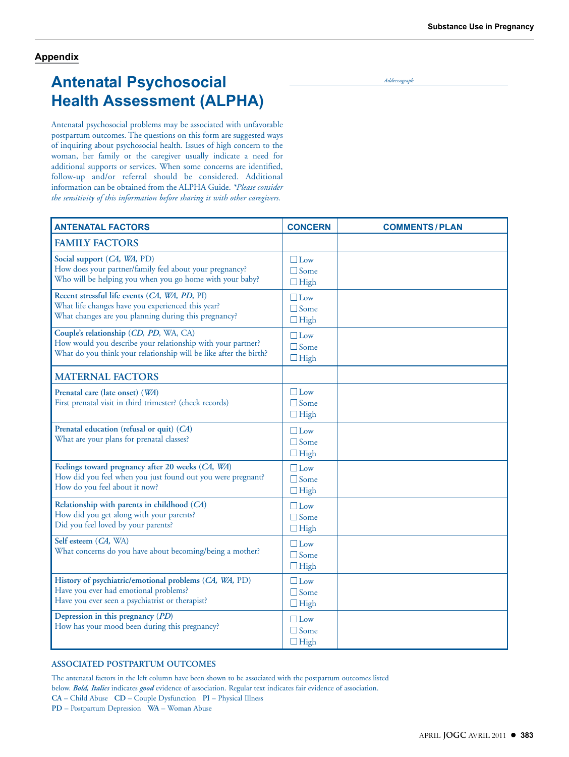## Appendix

# Antenatal Psychosocial Health Assessment (ALPHA)

*Addressograph*

Antenatal psychosocial problems may be associated with unfavorable postpartum outcomes. The questions on this form are suggested ways of inquiring about psychosocial health. Issues of high concern to the woman, her family or the caregiver usually indicate a need for additional supports or services. When some concerns are identified, follow-up and/or referral should be considered. Additional information can be obtained from the ALPHA Guide. *\*Please consider the sensitivity of this information before sharing it with other caregivers.*

| ANTENATAL FACTORS | CONCERN | COMMENTS / PLAN |
|---|---|---|
| **FAMILY FACTORS** | | |
| **Social support** (***CA, WA,*** PD)<br>How does your partner/family feel about your pregnancy?<br>Who will be helping you when you go home with your baby? | ☐ Low<br>☐ Some<br>☐ High | |
| **Recent stressful life events** (***CA, WA, PD,*** PI)<br>What life changes have you experienced this year?<br>What changes are you planning during this pregnancy? | ☐ Low<br>☐ Some<br>☐ High | |
| **Couple's relationship** (***CD, PD,*** WA, CA)<br>How would you describe your relationship with your partner?<br>What do you think your relationship will be like after the birth? | ☐ Low<br>☐ Some<br>☐ High | |
| **MATERNAL FACTORS** | | |
| **Prenatal care (late onset)** (***WA***)<br>First prenatal visit in third trimester? (check records) | ☐ Low<br>☐ Some<br>☐ High | |
| **Prenatal education (refusal or quit)** (***CA***)<br>What are your plans for prenatal classes? | ☐ Low<br>☐ Some<br>☐ High | |
| **Feelings toward pregnancy after 20 weeks** (***CA, WA***)<br>How did you feel when you just found out you were pregnant?<br>How do you feel about it now? | ☐ Low<br>☐ Some<br>☐ High | |
| **Relationship with parents in childhood** (***CA***)<br>How did you get along with your parents?<br>Did you feel loved by your parents? | ☐ Low<br>☐ Some<br>☐ High | |
| **Self esteem** (***CA,*** WA)<br>What concerns do you have about becoming/being a mother? | ☐ Low<br>☐ Some<br>☐ High | |
| **History of psychiatric/emotional problems** (***CA, WA,*** PD)<br>Have you ever had emotional problems?<br>Have you ever seen a psychiatrist or therapist? | ☐ Low<br>☐ Some<br>☐ High | |
| **Depression in this pregnancy** (***PD***)<br>How has your mood been during this pregnancy? | ☐ Low<br>☐ Some<br>☐ High | |

**ASSOCIATED POSTPARTUM OUTCOMES**

The antenatal factors in the left column have been shown to be associated with the postpartum outcomes listed below. ***Bold, Italics*** indicates ***good*** evidence of association. Regular text indicates fair evidence of association.

**CA** – Child Abuse **CD** – Couple Dysfunction **PI** – Physical Illness
**PD** – Postpartum Depression **WA** – Woman Abuse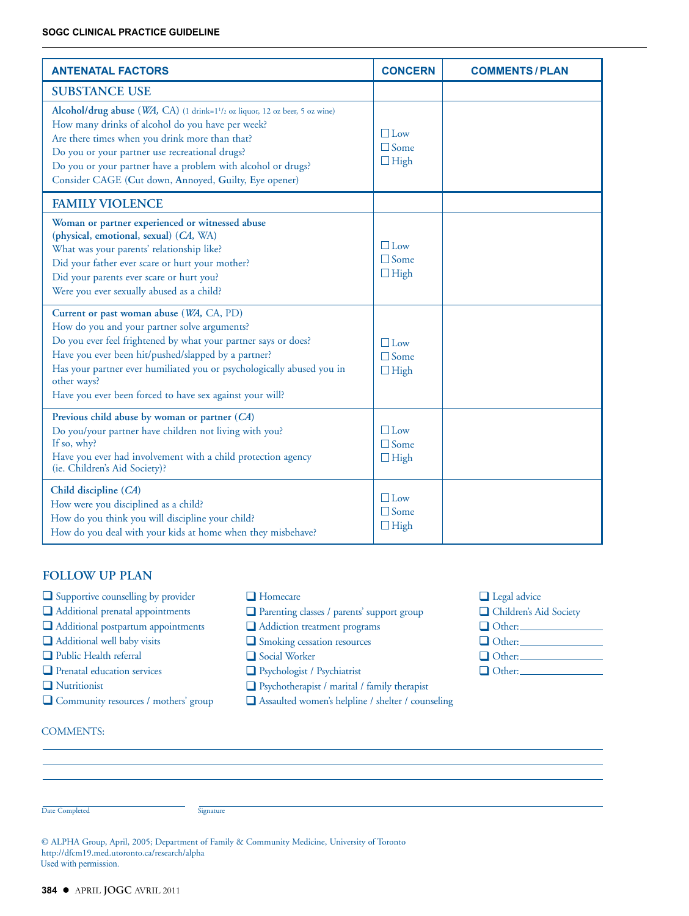| ANTENATAL FACTORS | CONCERN | COMMENTS / PLAN |
|---|---|---|
| **SUBSTANCE USE** | | |
| **Alcohol/drug abuse** (*WA,* CA) (1 drink=1½ oz liquor, 12 oz beer, 5 oz wine)<br>How many drinks of alcohol do you have per week?<br>Are there times when you drink more than that?<br>Do you or your partner use recreational drugs?<br>Do you or your partner have a problem with alcohol or drugs?<br>Consider CAGE (**C**ut down, **A**nnoyed, **G**uilty, **E**ye opener) | ☐ Low<br>☐ Some<br>☐ High | |
| **FAMILY VIOLENCE** | | |
| **Woman or partner experienced or witnessed abuse (physical, emotional, sexual)** (*CA,* WA)<br>What was your parents' relationship like?<br>Did your father ever scare or hurt your mother?<br>Did your parents ever scare or hurt you?<br>Were you ever sexually abused as a child? | ☐ Low<br>☐ Some<br>☐ High | |
| **Current or past woman abuse** (*WA,* CA, PD)<br>How do you and your partner solve arguments?<br>Do you ever feel frightened by what your partner says or does?<br>Have you ever been hit/pushed/slapped by a partner?<br>Has your partner ever humiliated you or psychologically abused you in other ways?<br>Have you ever been forced to have sex against your will? | ☐ Low<br>☐ Some<br>☐ High | |
| **Previous child abuse by woman or partner** (*CA*)<br>Do you/your partner have children not living with you?<br>If so, why?<br>Have you ever had involvement with a child protection agency (ie. Children's Aid Society)? | ☐ Low<br>☐ Some<br>☐ High | |
| **Child discipline** (*CA*)<br>How were you disciplined as a child?<br>How do you think you will discipline your child?<br>How do you deal with your kids at home when they misbehave? | ☐ Low<br>☐ Some<br>☐ High | |

## FOLLOW UP PLAN

- ❑ Supportive counselling by provider
- ❑ Additional prenatal appointments
- ❑ Additional postpartum appointments
- ❑ Additional well baby visits
- ❑ Public Health referral
- ❑ Prenatal education services
- ❑ Nutritionist
- ❑ Community resources / mothers' group
- ❑ Homecare
- ❑ Parenting classes / parents' support group
- ❑ Addiction treatment programs
- ❑ Smoking cessation resources
- ❑ Social Worker
- ❑ Psychologist / Psychiatrist
- ❑ Psychotherapist / marital / family therapist
- ❑ Assaulted women's helpline / shelter / counseling
- ❑ Legal advice
- ❑ Children's Aid Society
- ❑ Other:\_\_\_\_\_\_\_\_\_\_\_\_\_\_
- ❑ Other:\_\_\_\_\_\_\_\_\_\_\_\_\_\_
- ❑ Other:\_\_\_\_\_\_\_\_\_\_\_\_\_\_
- ❑ Other:\_\_\_\_\_\_\_\_\_\_\_\_\_\_

COMMENTS:

\_\_\_\_\_\_\_\_\_\_\_\_\_\_\_\_\_\_\_\_\_\_\_\_\_\_\_\_\_\_\_\_\_\_\_\_\_\_\_\_\_\_\_\_\_\_\_\_\_\_\_\_\_\_\_\_

\_\_\_\_\_\_\_\_\_\_\_\_\_\_\_\_\_\_\_\_\_\_\_\_\_\_\_\_\_\_\_\_\_\_\_\_\_\_\_\_\_\_\_\_\_\_\_\_\_\_\_\_\_\_\_\_

\_\_\_\_\_\_\_\_\_\_\_\_\_\_\_\_\_\_\_\_\_\_\_\_\_\_\_\_\_\_\_\_\_\_\_\_\_\_\_\_\_\_\_\_\_\_\_\_\_\_\_\_\_\_\_\_

Date Completed \_\_\_\_\_\_\_\_\_\_\_\_\_\_\_\_ Signature \_\_\_\_\_\_\_\_\_\_\_\_\_\_\_\_\_\_\_\_\_\_\_\_\_\_\_\_

© ALPHA Group, April, 2005; Department of Family & Community Medicine, University of Toronto
http://dfcm19.med.utoronto.ca/research/alpha
Used with permission.